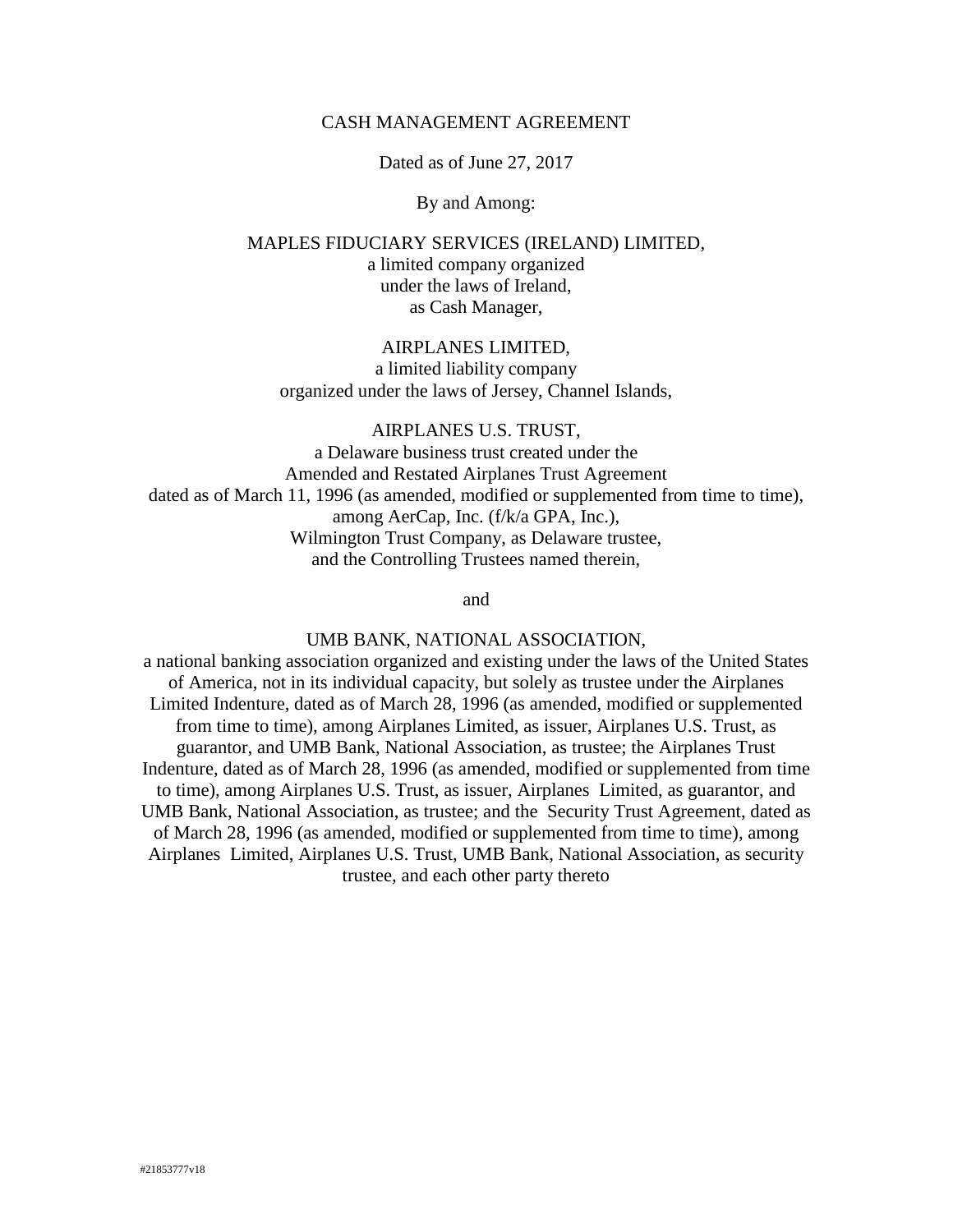# CASH MANAGEMENT AGREEMENT

Dated as of June 27, 2017

By and Among:

MAPLES FIDUCIARY SERVICES (IRELAND) LIMITED,
a limited company organized
under the laws of Ireland,
as Cash Manager,

AIRPLANES LIMITED,
a limited liability company
organized under the laws of Jersey, Channel Islands,

AIRPLANES U.S. TRUST,
a Delaware business trust created under the
Amended and Restated Airplanes Trust Agreement
dated as of March 11, 1996 (as amended, modified or supplemented from time to time),
among AerCap, Inc. (f/k/a GPA, Inc.),
Wilmington Trust Company, as Delaware trustee,
and the Controlling Trustees named therein,

and

UMB BANK, NATIONAL ASSOCIATION,
a national banking association organized and existing under the laws of the United States of America, not in its individual capacity, but solely as trustee under the Airplanes Limited Indenture, dated as of March 28, 1996 (as amended, modified or supplemented from time to time), among Airplanes Limited, as issuer, Airplanes U.S. Trust, as guarantor, and UMB Bank, National Association, as trustee; the Airplanes Trust Indenture, dated as of March 28, 1996 (as amended, modified or supplemented from time to time), among Airplanes U.S. Trust, as issuer, Airplanes Limited, as guarantor, and UMB Bank, National Association, as trustee; and the Security Trust Agreement, dated as of March 28, 1996 (as amended, modified or supplemented from time to time), among Airplanes Limited, Airplanes U.S. Trust, UMB Bank, National Association, as security trustee, and each other party thereto

#21853777v18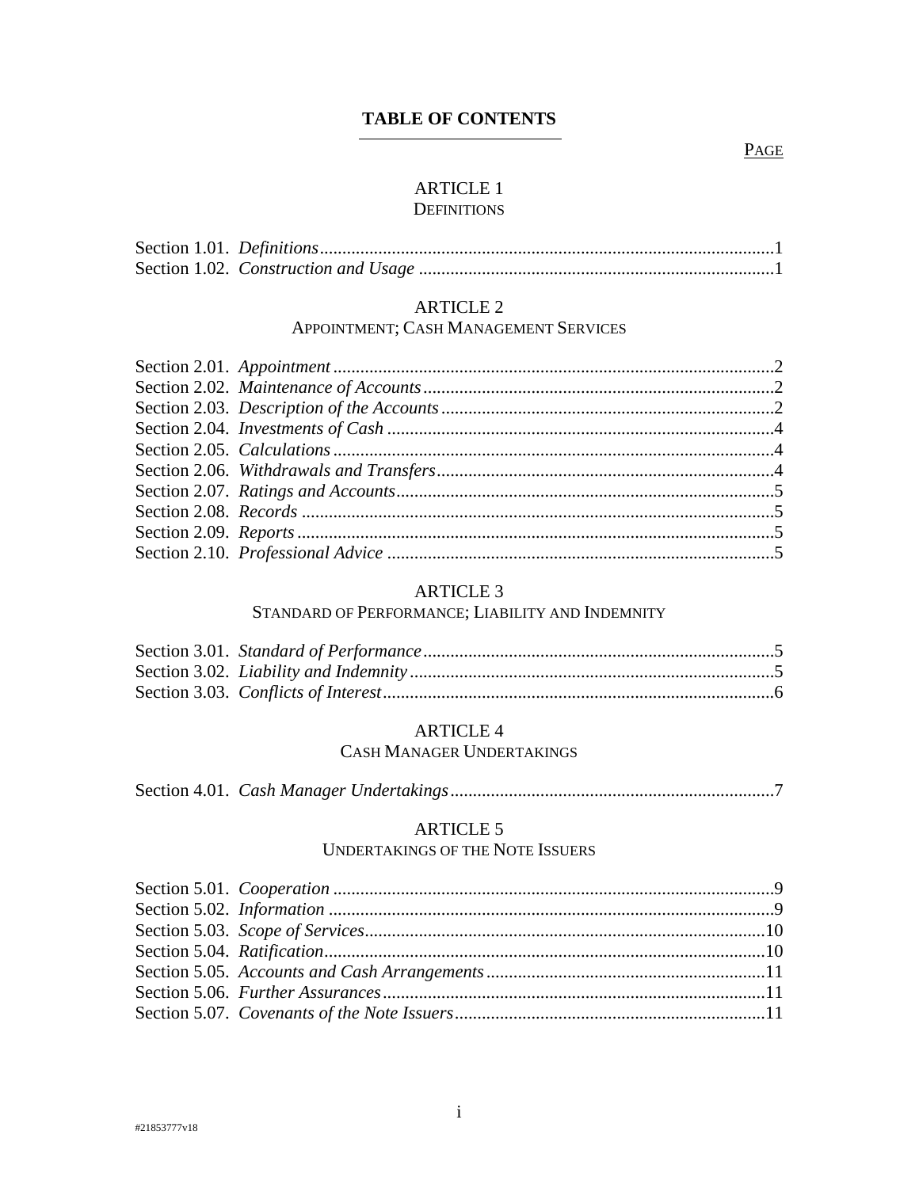# TABLE OF CONTENTS

PAGE

## ARTICLE 1
DEFINITIONS

Section 1.01. *Definitions*....1
Section 1.02. *Construction and Usage*....1

## ARTICLE 2
APPOINTMENT; CASH MANAGEMENT SERVICES

Section 2.01. *Appointment*....2
Section 2.02. *Maintenance of Accounts*....2
Section 2.03. *Description of the Accounts*....2
Section 2.04. *Investments of Cash*....4
Section 2.05. *Calculations*....4
Section 2.06. *Withdrawals and Transfers*....4
Section 2.07. *Ratings and Accounts*....5
Section 2.08. *Records*....5
Section 2.09. *Reports*....5
Section 2.10. *Professional Advice*....5

## ARTICLE 3
STANDARD OF PERFORMANCE; LIABILITY AND INDEMNITY

Section 3.01. *Standard of Performance*....5
Section 3.02. *Liability and Indemnity*....5
Section 3.03. *Conflicts of Interest*....6

## ARTICLE 4
CASH MANAGER UNDERTAKINGS

Section 4.01. *Cash Manager Undertakings*....7

## ARTICLE 5
UNDERTAKINGS OF THE NOTE ISSUERS

Section 5.01. *Cooperation*....9
Section 5.02. *Information*....9
Section 5.03. *Scope of Services*....10
Section 5.04. *Ratification*....10
Section 5.05. *Accounts and Cash Arrangements*....11
Section 5.06. *Further Assurances*....11
Section 5.07. *Covenants of the Note Issuers*....11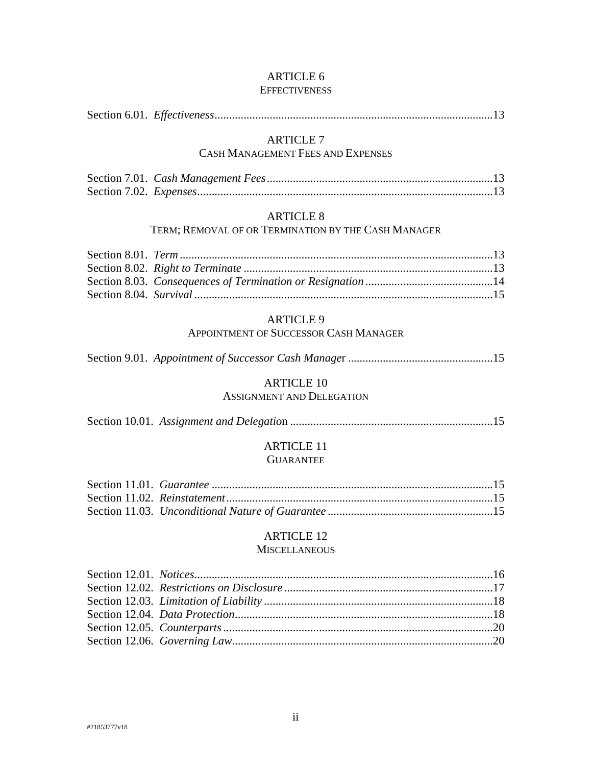ARTICLE 6
EFFECTIVENESS

Section 6.01. *Effectiveness*..............................................................................................13

ARTICLE 7
CASH MANAGEMENT FEES AND EXPENSES

Section 7.01. *Cash Management Fees*............................................................................13
Section 7.02. *Expenses*....................................................................................................13

ARTICLE 8
TERM; REMOVAL OF OR TERMINATION BY THE CASH MANAGER

Section 8.01. *Term*..........................................................................................................13
Section 8.02. *Right to Terminate*....................................................................................13
Section 8.03. *Consequences of Termination or Resignation*...........................................14
Section 8.04. *Survival*.....................................................................................................15

ARTICLE 9
APPOINTMENT OF SUCCESSOR CASH MANAGER

Section 9.01. *Appointment of Successor Cash Manage*r.................................................15

ARTICLE 10
ASSIGNMENT AND DELEGATION

Section 10.01. *Assignment and Delegatio*n.....................................................................15

ARTICLE 11
GUARANTEE

Section 11.01. *Guarantee*................................................................................................15
Section 11.02. *Reinstatement*..........................................................................................15
Section 11.03. *Unconditional Nature of Guarantee*........................................................15

ARTICLE 12
MISCELLANEOUS

Section 12.01. *Notices*.....................................................................................................16
Section 12.02. *Restrictions on Disclosure*.......................................................................17
Section 12.03. *Limitation of Liability*.............................................................................18
Section 12.04. *Data Protection*........................................................................................18
Section 12.05. *Counterparts*............................................................................................20
Section 12.06. *Governing Law*........................................................................................20

#21853777v18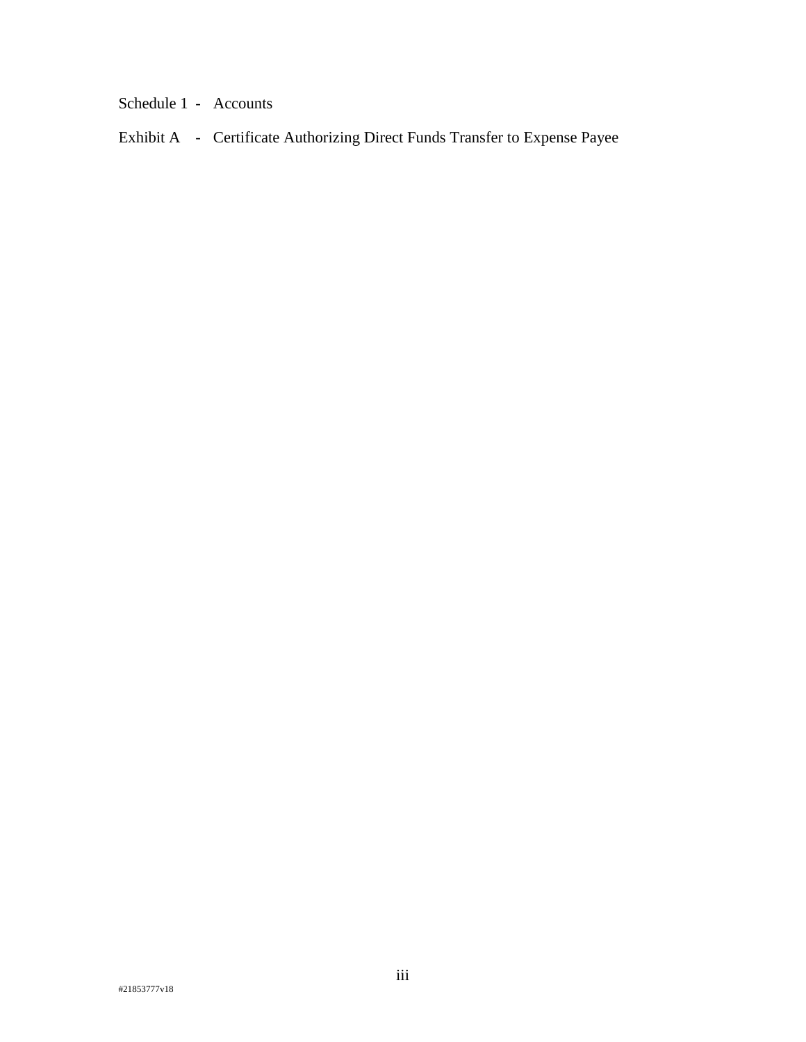Schedule 1 - Accounts

Exhibit A - Certificate Authorizing Direct Funds Transfer to Expense Payee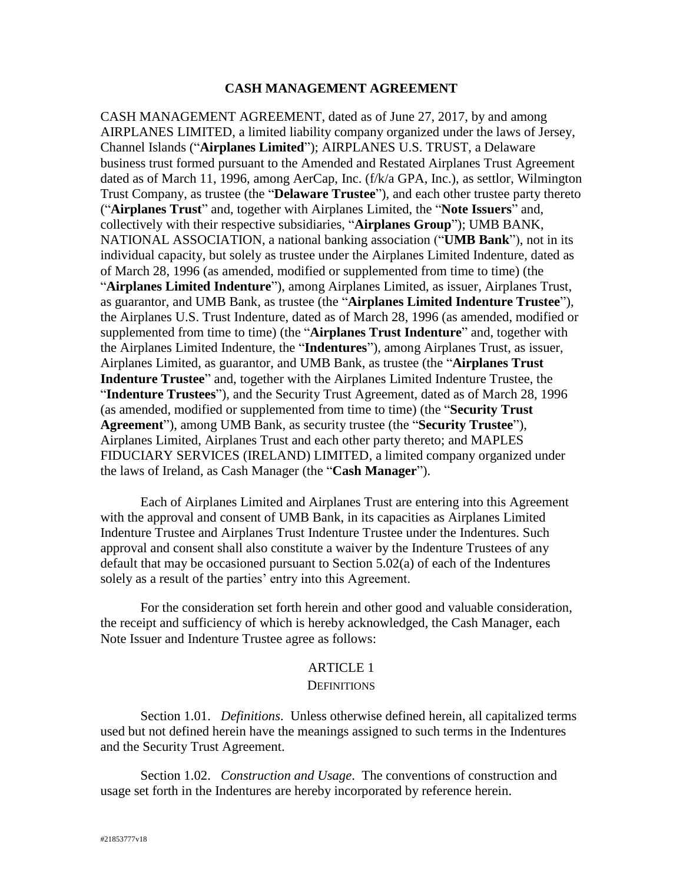# CASH MANAGEMENT AGREEMENT

CASH MANAGEMENT AGREEMENT, dated as of June 27, 2017, by and among AIRPLANES LIMITED, a limited liability company organized under the laws of Jersey, Channel Islands ("**Airplanes Limited**"); AIRPLANES U.S. TRUST, a Delaware business trust formed pursuant to the Amended and Restated Airplanes Trust Agreement dated as of March 11, 1996, among AerCap, Inc. (f/k/a GPA, Inc.), as settlor, Wilmington Trust Company, as trustee (the "**Delaware Trustee**"), and each other trustee party thereto ("**Airplanes Trust**" and, together with Airplanes Limited, the "**Note Issuers**" and, collectively with their respective subsidiaries, "**Airplanes Group**"); UMB BANK, NATIONAL ASSOCIATION, a national banking association ("**UMB Bank**"), not in its individual capacity, but solely as trustee under the Airplanes Limited Indenture, dated as of March 28, 1996 (as amended, modified or supplemented from time to time) (the "**Airplanes Limited Indenture**"), among Airplanes Limited, as issuer, Airplanes Trust, as guarantor, and UMB Bank, as trustee (the "**Airplanes Limited Indenture Trustee**"), the Airplanes U.S. Trust Indenture, dated as of March 28, 1996 (as amended, modified or supplemented from time to time) (the "**Airplanes Trust Indenture**" and, together with the Airplanes Limited Indenture, the "**Indentures**"), among Airplanes Trust, as issuer, Airplanes Limited, as guarantor, and UMB Bank, as trustee (the "**Airplanes Trust Indenture Trustee**" and, together with the Airplanes Limited Indenture Trustee, the "**Indenture Trustees**"), and the Security Trust Agreement, dated as of March 28, 1996 (as amended, modified or supplemented from time to time) (the "**Security Trust Agreement**"), among UMB Bank, as security trustee (the "**Security Trustee**"), Airplanes Limited, Airplanes Trust and each other party thereto; and MAPLES FIDUCIARY SERVICES (IRELAND) LIMITED, a limited company organized under the laws of Ireland, as Cash Manager (the "**Cash Manager**").

Each of Airplanes Limited and Airplanes Trust are entering into this Agreement with the approval and consent of UMB Bank, in its capacities as Airplanes Limited Indenture Trustee and Airplanes Trust Indenture Trustee under the Indentures. Such approval and consent shall also constitute a waiver by the Indenture Trustees of any default that may be occasioned pursuant to Section 5.02(a) of each of the Indentures solely as a result of the parties' entry into this Agreement.

For the consideration set forth herein and other good and valuable consideration, the receipt and sufficiency of which is hereby acknowledged, the Cash Manager, each Note Issuer and Indenture Trustee agree as follows:

## ARTICLE 1
## DEFINITIONS

Section 1.01. *Definitions*. Unless otherwise defined herein, all capitalized terms used but not defined herein have the meanings assigned to such terms in the Indentures and the Security Trust Agreement.

Section 1.02. *Construction and Usage*. The conventions of construction and usage set forth in the Indentures are hereby incorporated by reference herein.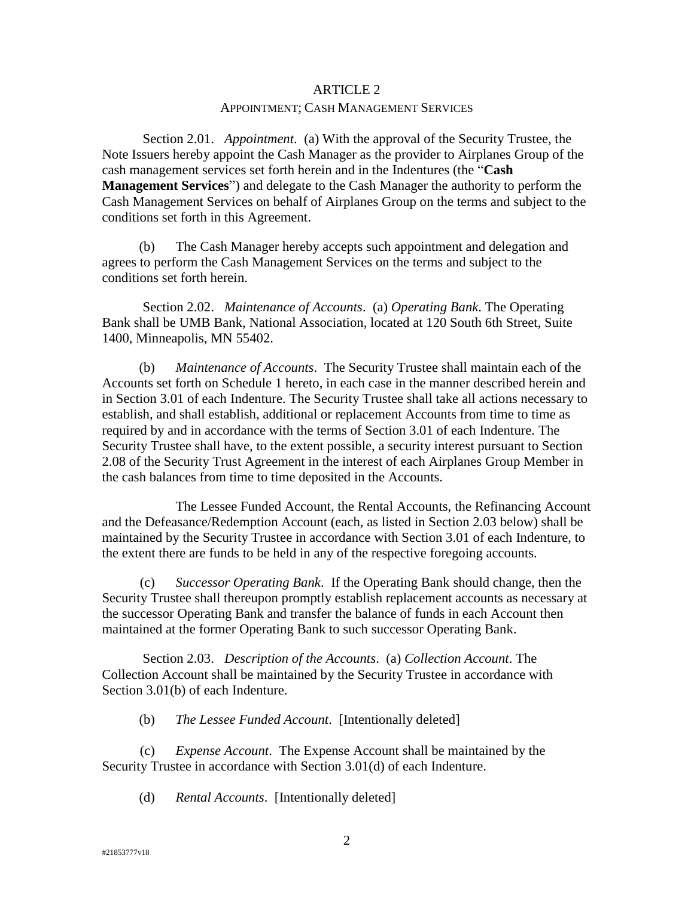# ARTICLE 2

## APPOINTMENT; CASH MANAGEMENT SERVICES

Section 2.01. *Appointment*. (a) With the approval of the Security Trustee, the Note Issuers hereby appoint the Cash Manager as the provider to Airplanes Group of the cash management services set forth herein and in the Indentures (the "**Cash Management Services**") and delegate to the Cash Manager the authority to perform the Cash Management Services on behalf of Airplanes Group on the terms and subject to the conditions set forth in this Agreement.

(b) The Cash Manager hereby accepts such appointment and delegation and agrees to perform the Cash Management Services on the terms and subject to the conditions set forth herein.

Section 2.02. *Maintenance of Accounts*. (a) *Operating Bank*. The Operating Bank shall be UMB Bank, National Association, located at 120 South 6th Street, Suite 1400, Minneapolis, MN 55402.

(b) *Maintenance of Accounts*. The Security Trustee shall maintain each of the Accounts set forth on Schedule 1 hereto, in each case in the manner described herein and in Section 3.01 of each Indenture. The Security Trustee shall take all actions necessary to establish, and shall establish, additional or replacement Accounts from time to time as required by and in accordance with the terms of Section 3.01 of each Indenture. The Security Trustee shall have, to the extent possible, a security interest pursuant to Section 2.08 of the Security Trust Agreement in the interest of each Airplanes Group Member in the cash balances from time to time deposited in the Accounts.

The Lessee Funded Account, the Rental Accounts, the Refinancing Account and the Defeasance/Redemption Account (each, as listed in Section 2.03 below) shall be maintained by the Security Trustee in accordance with Section 3.01 of each Indenture, to the extent there are funds to be held in any of the respective foregoing accounts.

(c) *Successor Operating Bank*. If the Operating Bank should change, then the Security Trustee shall thereupon promptly establish replacement accounts as necessary at the successor Operating Bank and transfer the balance of funds in each Account then maintained at the former Operating Bank to such successor Operating Bank.

Section 2.03. *Description of the Accounts*. (a) *Collection Account*. The Collection Account shall be maintained by the Security Trustee in accordance with Section 3.01(b) of each Indenture.

(b) *The Lessee Funded Account*. [Intentionally deleted]

(c) *Expense Account*. The Expense Account shall be maintained by the Security Trustee in accordance with Section 3.01(d) of each Indenture.

(d) *Rental Accounts*. [Intentionally deleted]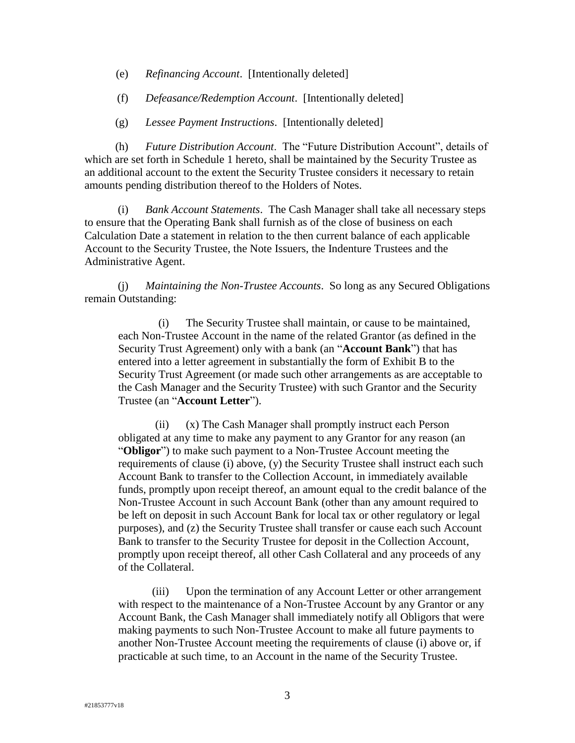(e) *Refinancing Account*. [Intentionally deleted]

(f) *Defeasance/Redemption Account*. [Intentionally deleted]

(g) *Lessee Payment Instructions*. [Intentionally deleted]

(h) *Future Distribution Account*. The "Future Distribution Account", details of which are set forth in Schedule 1 hereto, shall be maintained by the Security Trustee as an additional account to the extent the Security Trustee considers it necessary to retain amounts pending distribution thereof to the Holders of Notes.

(i) *Bank Account Statements*. The Cash Manager shall take all necessary steps to ensure that the Operating Bank shall furnish as of the close of business on each Calculation Date a statement in relation to the then current balance of each applicable Account to the Security Trustee, the Note Issuers, the Indenture Trustees and the Administrative Agent.

(j) *Maintaining the Non-Trustee Accounts*. So long as any Secured Obligations remain Outstanding:

(i) The Security Trustee shall maintain, or cause to be maintained, each Non-Trustee Account in the name of the related Grantor (as defined in the Security Trust Agreement) only with a bank (an "**Account Bank**") that has entered into a letter agreement in substantially the form of Exhibit B to the Security Trust Agreement (or made such other arrangements as are acceptable to the Cash Manager and the Security Trustee) with such Grantor and the Security Trustee (an "**Account Letter**").

(ii) (x) The Cash Manager shall promptly instruct each Person obligated at any time to make any payment to any Grantor for any reason (an "**Obligor**") to make such payment to a Non-Trustee Account meeting the requirements of clause (i) above, (y) the Security Trustee shall instruct each such Account Bank to transfer to the Collection Account, in immediately available funds, promptly upon receipt thereof, an amount equal to the credit balance of the Non-Trustee Account in such Account Bank (other than any amount required to be left on deposit in such Account Bank for local tax or other regulatory or legal purposes), and (z) the Security Trustee shall transfer or cause each such Account Bank to transfer to the Security Trustee for deposit in the Collection Account, promptly upon receipt thereof, all other Cash Collateral and any proceeds of any of the Collateral.

(iii) Upon the termination of any Account Letter or other arrangement with respect to the maintenance of a Non-Trustee Account by any Grantor or any Account Bank, the Cash Manager shall immediately notify all Obligors that were making payments to such Non-Trustee Account to make all future payments to another Non-Trustee Account meeting the requirements of clause (i) above or, if practicable at such time, to an Account in the name of the Security Trustee.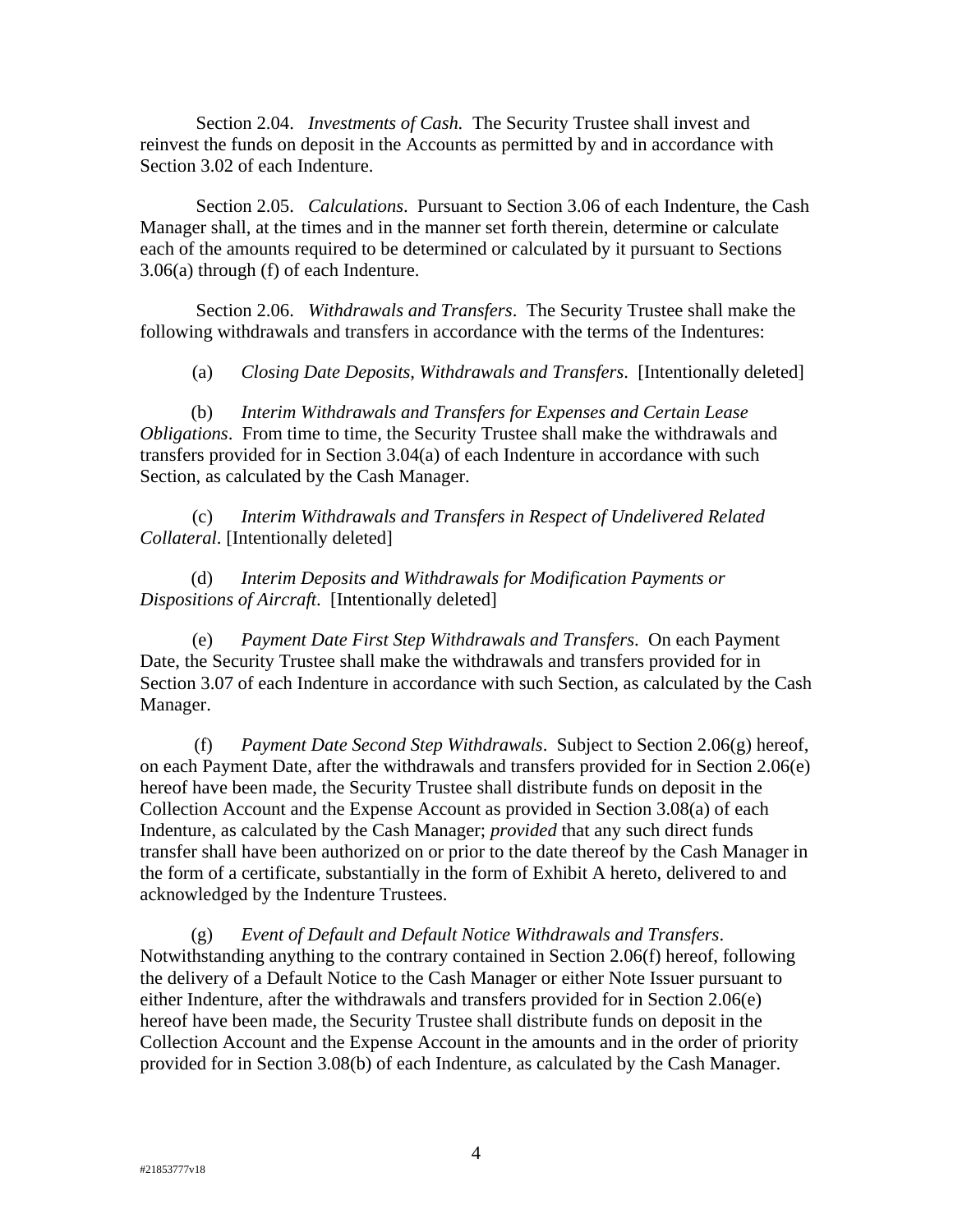Section 2.04. *Investments of Cash.* The Security Trustee shall invest and reinvest the funds on deposit in the Accounts as permitted by and in accordance with Section 3.02 of each Indenture.

Section 2.05. *Calculations*. Pursuant to Section 3.06 of each Indenture, the Cash Manager shall, at the times and in the manner set forth therein, determine or calculate each of the amounts required to be determined or calculated by it pursuant to Sections 3.06(a) through (f) of each Indenture.

Section 2.06. *Withdrawals and Transfers*. The Security Trustee shall make the following withdrawals and transfers in accordance with the terms of the Indentures:

(a) *Closing Date Deposits, Withdrawals and Transfers*. [Intentionally deleted]

(b) *Interim Withdrawals and Transfers for Expenses and Certain Lease Obligations*. From time to time, the Security Trustee shall make the withdrawals and transfers provided for in Section 3.04(a) of each Indenture in accordance with such Section, as calculated by the Cash Manager.

(c) *Interim Withdrawals and Transfers in Respect of Undelivered Related Collateral*. [Intentionally deleted]

(d) *Interim Deposits and Withdrawals for Modification Payments or Dispositions of Aircraft*. [Intentionally deleted]

(e) *Payment Date First Step Withdrawals and Transfers*. On each Payment Date, the Security Trustee shall make the withdrawals and transfers provided for in Section 3.07 of each Indenture in accordance with such Section, as calculated by the Cash Manager.

(f) *Payment Date Second Step Withdrawals*. Subject to Section 2.06(g) hereof, on each Payment Date, after the withdrawals and transfers provided for in Section 2.06(e) hereof have been made, the Security Trustee shall distribute funds on deposit in the Collection Account and the Expense Account as provided in Section 3.08(a) of each Indenture, as calculated by the Cash Manager; *provided* that any such direct funds transfer shall have been authorized on or prior to the date thereof by the Cash Manager in the form of a certificate, substantially in the form of Exhibit A hereto, delivered to and acknowledged by the Indenture Trustees.

(g) *Event of Default and Default Notice Withdrawals and Transfers*. Notwithstanding anything to the contrary contained in Section 2.06(f) hereof, following the delivery of a Default Notice to the Cash Manager or either Note Issuer pursuant to either Indenture, after the withdrawals and transfers provided for in Section 2.06(e) hereof have been made, the Security Trustee shall distribute funds on deposit in the Collection Account and the Expense Account in the amounts and in the order of priority provided for in Section 3.08(b) of each Indenture, as calculated by the Cash Manager.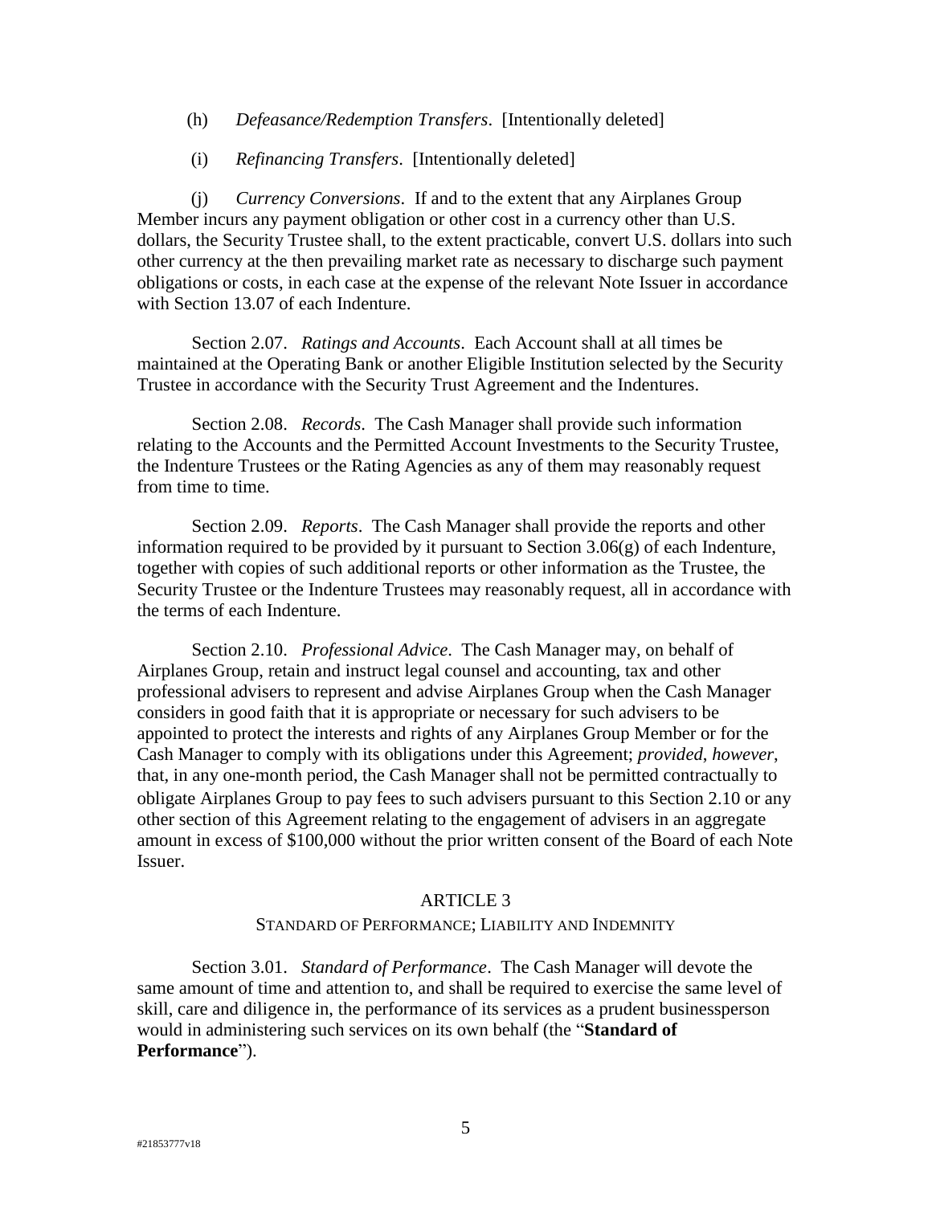(h) *Defeasance/Redemption Transfers*. [Intentionally deleted]

(i) *Refinancing Transfers*. [Intentionally deleted]

(j) *Currency Conversions*. If and to the extent that any Airplanes Group Member incurs any payment obligation or other cost in a currency other than U.S. dollars, the Security Trustee shall, to the extent practicable, convert U.S. dollars into such other currency at the then prevailing market rate as necessary to discharge such payment obligations or costs, in each case at the expense of the relevant Note Issuer in accordance with Section 13.07 of each Indenture.

Section 2.07. *Ratings and Accounts*. Each Account shall at all times be maintained at the Operating Bank or another Eligible Institution selected by the Security Trustee in accordance with the Security Trust Agreement and the Indentures.

Section 2.08. *Records*. The Cash Manager shall provide such information relating to the Accounts and the Permitted Account Investments to the Security Trustee, the Indenture Trustees or the Rating Agencies as any of them may reasonably request from time to time.

Section 2.09. *Reports*. The Cash Manager shall provide the reports and other information required to be provided by it pursuant to Section 3.06(g) of each Indenture, together with copies of such additional reports or other information as the Trustee, the Security Trustee or the Indenture Trustees may reasonably request, all in accordance with the terms of each Indenture.

Section 2.10. *Professional Advice*. The Cash Manager may, on behalf of Airplanes Group, retain and instruct legal counsel and accounting, tax and other professional advisers to represent and advise Airplanes Group when the Cash Manager considers in good faith that it is appropriate or necessary for such advisers to be appointed to protect the interests and rights of any Airplanes Group Member or for the Cash Manager to comply with its obligations under this Agreement; *provided*, *however*, that, in any one-month period, the Cash Manager shall not be permitted contractually to obligate Airplanes Group to pay fees to such advisers pursuant to this Section 2.10 or any other section of this Agreement relating to the engagement of advisers in an aggregate amount in excess of $100,000 without the prior written consent of the Board of each Note Issuer.

## ARTICLE 3

### STANDARD OF PERFORMANCE; LIABILITY AND INDEMNITY

Section 3.01. *Standard of Performance*. The Cash Manager will devote the same amount of time and attention to, and shall be required to exercise the same level of skill, care and diligence in, the performance of its services as a prudent businessperson would in administering such services on its own behalf (the "**Standard of Performance**").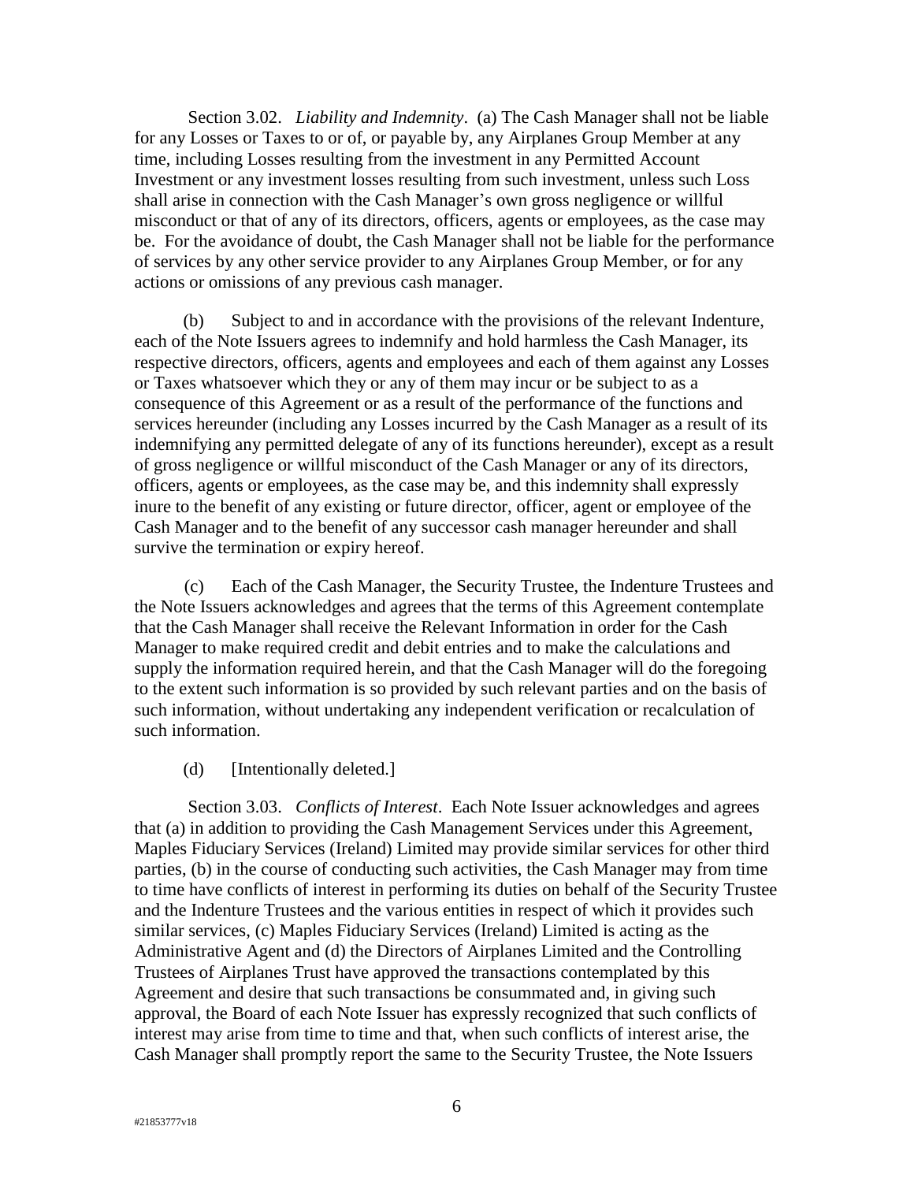Section 3.02. *Liability and Indemnity*. (a) The Cash Manager shall not be liable for any Losses or Taxes to or of, or payable by, any Airplanes Group Member at any time, including Losses resulting from the investment in any Permitted Account Investment or any investment losses resulting from such investment, unless such Loss shall arise in connection with the Cash Manager's own gross negligence or willful misconduct or that of any of its directors, officers, agents or employees, as the case may be. For the avoidance of doubt, the Cash Manager shall not be liable for the performance of services by any other service provider to any Airplanes Group Member, or for any actions or omissions of any previous cash manager.

(b) Subject to and in accordance with the provisions of the relevant Indenture, each of the Note Issuers agrees to indemnify and hold harmless the Cash Manager, its respective directors, officers, agents and employees and each of them against any Losses or Taxes whatsoever which they or any of them may incur or be subject to as a consequence of this Agreement or as a result of the performance of the functions and services hereunder (including any Losses incurred by the Cash Manager as a result of its indemnifying any permitted delegate of any of its functions hereunder), except as a result of gross negligence or willful misconduct of the Cash Manager or any of its directors, officers, agents or employees, as the case may be, and this indemnity shall expressly inure to the benefit of any existing or future director, officer, agent or employee of the Cash Manager and to the benefit of any successor cash manager hereunder and shall survive the termination or expiry hereof.

(c) Each of the Cash Manager, the Security Trustee, the Indenture Trustees and the Note Issuers acknowledges and agrees that the terms of this Agreement contemplate that the Cash Manager shall receive the Relevant Information in order for the Cash Manager to make required credit and debit entries and to make the calculations and supply the information required herein, and that the Cash Manager will do the foregoing to the extent such information is so provided by such relevant parties and on the basis of such information, without undertaking any independent verification or recalculation of such information.

(d) [Intentionally deleted.]

Section 3.03. *Conflicts of Interest*. Each Note Issuer acknowledges and agrees that (a) in addition to providing the Cash Management Services under this Agreement, Maples Fiduciary Services (Ireland) Limited may provide similar services for other third parties, (b) in the course of conducting such activities, the Cash Manager may from time to time have conflicts of interest in performing its duties on behalf of the Security Trustee and the Indenture Trustees and the various entities in respect of which it provides such similar services, (c) Maples Fiduciary Services (Ireland) Limited is acting as the Administrative Agent and (d) the Directors of Airplanes Limited and the Controlling Trustees of Airplanes Trust have approved the transactions contemplated by this Agreement and desire that such transactions be consummated and, in giving such approval, the Board of each Note Issuer has expressly recognized that such conflicts of interest may arise from time to time and that, when such conflicts of interest arise, the Cash Manager shall promptly report the same to the Security Trustee, the Note Issuers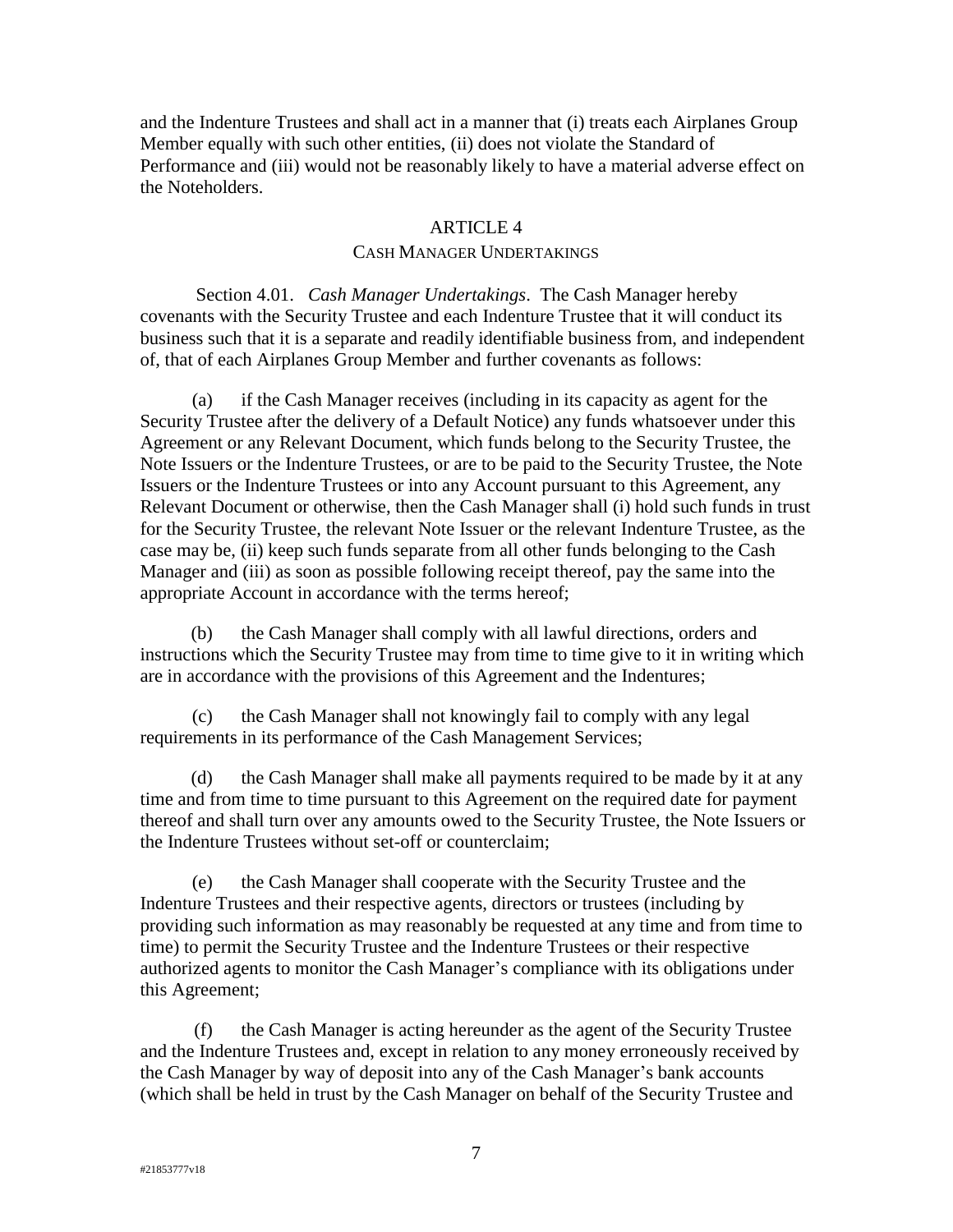and the Indenture Trustees and shall act in a manner that (i) treats each Airplanes Group Member equally with such other entities, (ii) does not violate the Standard of Performance and (iii) would not be reasonably likely to have a material adverse effect on the Noteholders.

## ARTICLE 4

## CASH MANAGER UNDERTAKINGS

Section 4.01. *Cash Manager Undertakings*. The Cash Manager hereby covenants with the Security Trustee and each Indenture Trustee that it will conduct its business such that it is a separate and readily identifiable business from, and independent of, that of each Airplanes Group Member and further covenants as follows:

(a) if the Cash Manager receives (including in its capacity as agent for the Security Trustee after the delivery of a Default Notice) any funds whatsoever under this Agreement or any Relevant Document, which funds belong to the Security Trustee, the Note Issuers or the Indenture Trustees, or are to be paid to the Security Trustee, the Note Issuers or the Indenture Trustees or into any Account pursuant to this Agreement, any Relevant Document or otherwise, then the Cash Manager shall (i) hold such funds in trust for the Security Trustee, the relevant Note Issuer or the relevant Indenture Trustee, as the case may be, (ii) keep such funds separate from all other funds belonging to the Cash Manager and (iii) as soon as possible following receipt thereof, pay the same into the appropriate Account in accordance with the terms hereof;

(b) the Cash Manager shall comply with all lawful directions, orders and instructions which the Security Trustee may from time to time give to it in writing which are in accordance with the provisions of this Agreement and the Indentures;

(c) the Cash Manager shall not knowingly fail to comply with any legal requirements in its performance of the Cash Management Services;

(d) the Cash Manager shall make all payments required to be made by it at any time and from time to time pursuant to this Agreement on the required date for payment thereof and shall turn over any amounts owed to the Security Trustee, the Note Issuers or the Indenture Trustees without set-off or counterclaim;

(e) the Cash Manager shall cooperate with the Security Trustee and the Indenture Trustees and their respective agents, directors or trustees (including by providing such information as may reasonably be requested at any time and from time to time) to permit the Security Trustee and the Indenture Trustees or their respective authorized agents to monitor the Cash Manager's compliance with its obligations under this Agreement;

(f) the Cash Manager is acting hereunder as the agent of the Security Trustee and the Indenture Trustees and, except in relation to any money erroneously received by the Cash Manager by way of deposit into any of the Cash Manager's bank accounts (which shall be held in trust by the Cash Manager on behalf of the Security Trustee and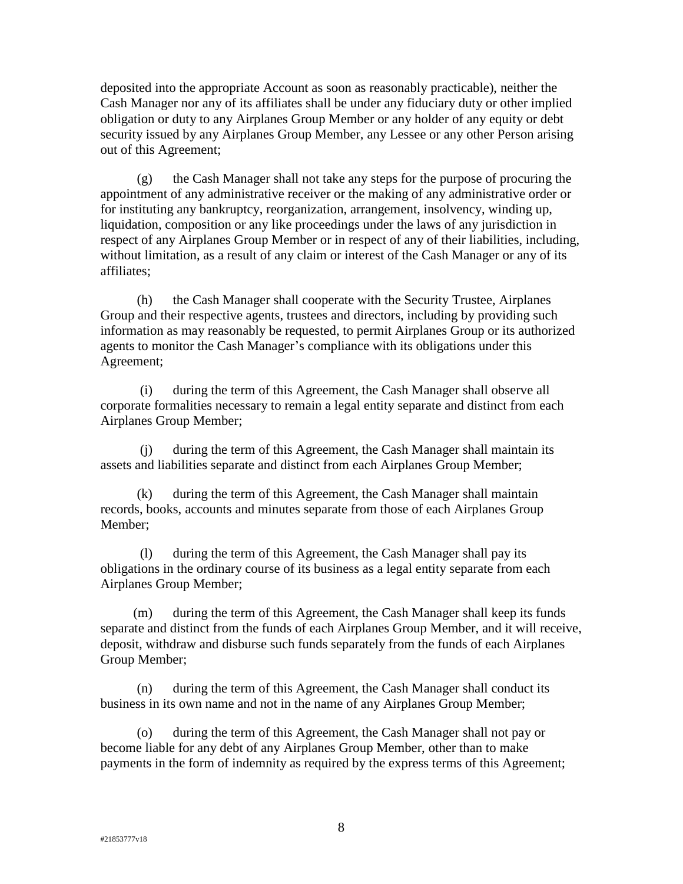deposited into the appropriate Account as soon as reasonably practicable), neither the Cash Manager nor any of its affiliates shall be under any fiduciary duty or other implied obligation or duty to any Airplanes Group Member or any holder of any equity or debt security issued by any Airplanes Group Member, any Lessee or any other Person arising out of this Agreement;

(g) the Cash Manager shall not take any steps for the purpose of procuring the appointment of any administrative receiver or the making of any administrative order or for instituting any bankruptcy, reorganization, arrangement, insolvency, winding up, liquidation, composition or any like proceedings under the laws of any jurisdiction in respect of any Airplanes Group Member or in respect of any of their liabilities, including, without limitation, as a result of any claim or interest of the Cash Manager or any of its affiliates;

(h) the Cash Manager shall cooperate with the Security Trustee, Airplanes Group and their respective agents, trustees and directors, including by providing such information as may reasonably be requested, to permit Airplanes Group or its authorized agents to monitor the Cash Manager's compliance with its obligations under this Agreement;

(i) during the term of this Agreement, the Cash Manager shall observe all corporate formalities necessary to remain a legal entity separate and distinct from each Airplanes Group Member;

(j) during the term of this Agreement, the Cash Manager shall maintain its assets and liabilities separate and distinct from each Airplanes Group Member;

(k) during the term of this Agreement, the Cash Manager shall maintain records, books, accounts and minutes separate from those of each Airplanes Group Member;

(l) during the term of this Agreement, the Cash Manager shall pay its obligations in the ordinary course of its business as a legal entity separate from each Airplanes Group Member;

(m) during the term of this Agreement, the Cash Manager shall keep its funds separate and distinct from the funds of each Airplanes Group Member, and it will receive, deposit, withdraw and disburse such funds separately from the funds of each Airplanes Group Member;

(n) during the term of this Agreement, the Cash Manager shall conduct its business in its own name and not in the name of any Airplanes Group Member;

(o) during the term of this Agreement, the Cash Manager shall not pay or become liable for any debt of any Airplanes Group Member, other than to make payments in the form of indemnity as required by the express terms of this Agreement;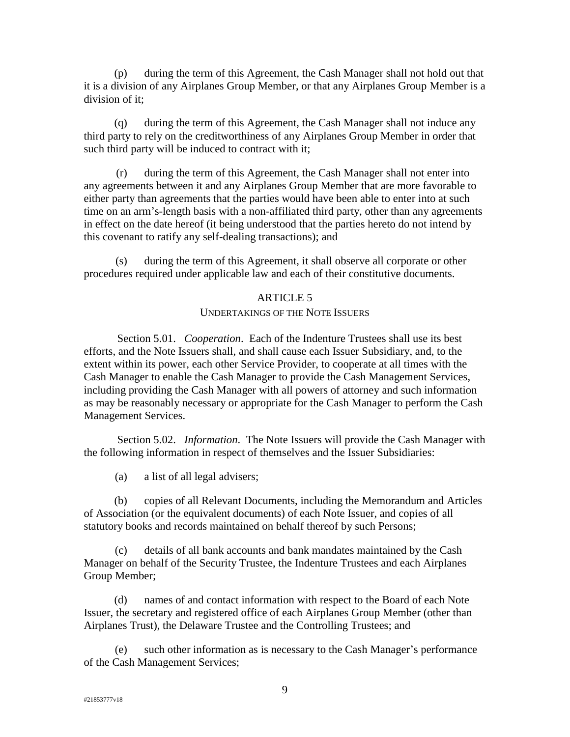(p) during the term of this Agreement, the Cash Manager shall not hold out that it is a division of any Airplanes Group Member, or that any Airplanes Group Member is a division of it;

(q) during the term of this Agreement, the Cash Manager shall not induce any third party to rely on the creditworthiness of any Airplanes Group Member in order that such third party will be induced to contract with it;

(r) during the term of this Agreement, the Cash Manager shall not enter into any agreements between it and any Airplanes Group Member that are more favorable to either party than agreements that the parties would have been able to enter into at such time on an arm's-length basis with a non-affiliated third party, other than any agreements in effect on the date hereof (it being understood that the parties hereto do not intend by this covenant to ratify any self-dealing transactions); and

(s) during the term of this Agreement, it shall observe all corporate or other procedures required under applicable law and each of their constitutive documents.

## ARTICLE 5

### UNDERTAKINGS OF THE NOTE ISSUERS

Section 5.01. *Cooperation*. Each of the Indenture Trustees shall use its best efforts, and the Note Issuers shall, and shall cause each Issuer Subsidiary, and, to the extent within its power, each other Service Provider, to cooperate at all times with the Cash Manager to enable the Cash Manager to provide the Cash Management Services, including providing the Cash Manager with all powers of attorney and such information as may be reasonably necessary or appropriate for the Cash Manager to perform the Cash Management Services.

Section 5.02. *Information*. The Note Issuers will provide the Cash Manager with the following information in respect of themselves and the Issuer Subsidiaries:

(a) a list of all legal advisers;

(b) copies of all Relevant Documents, including the Memorandum and Articles of Association (or the equivalent documents) of each Note Issuer, and copies of all statutory books and records maintained on behalf thereof by such Persons;

(c) details of all bank accounts and bank mandates maintained by the Cash Manager on behalf of the Security Trustee, the Indenture Trustees and each Airplanes Group Member;

(d) names of and contact information with respect to the Board of each Note Issuer, the secretary and registered office of each Airplanes Group Member (other than Airplanes Trust), the Delaware Trustee and the Controlling Trustees; and

(e) such other information as is necessary to the Cash Manager's performance of the Cash Management Services;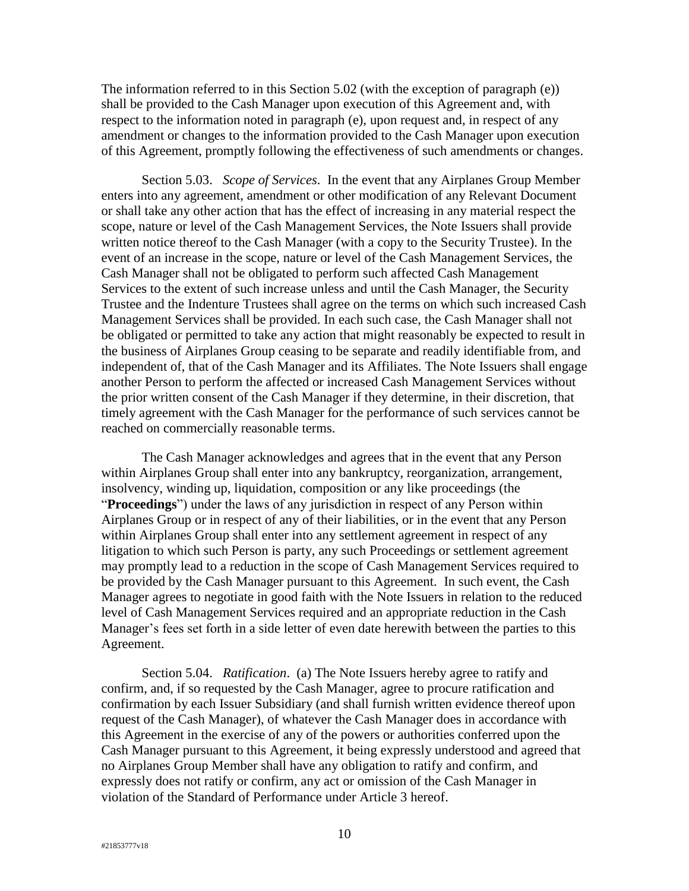The information referred to in this Section 5.02 (with the exception of paragraph (e)) shall be provided to the Cash Manager upon execution of this Agreement and, with respect to the information noted in paragraph (e), upon request and, in respect of any amendment or changes to the information provided to the Cash Manager upon execution of this Agreement, promptly following the effectiveness of such amendments or changes.

Section 5.03. *Scope of Services*. In the event that any Airplanes Group Member enters into any agreement, amendment or other modification of any Relevant Document or shall take any other action that has the effect of increasing in any material respect the scope, nature or level of the Cash Management Services, the Note Issuers shall provide written notice thereof to the Cash Manager (with a copy to the Security Trustee). In the event of an increase in the scope, nature or level of the Cash Management Services, the Cash Manager shall not be obligated to perform such affected Cash Management Services to the extent of such increase unless and until the Cash Manager, the Security Trustee and the Indenture Trustees shall agree on the terms on which such increased Cash Management Services shall be provided. In each such case, the Cash Manager shall not be obligated or permitted to take any action that might reasonably be expected to result in the business of Airplanes Group ceasing to be separate and readily identifiable from, and independent of, that of the Cash Manager and its Affiliates. The Note Issuers shall engage another Person to perform the affected or increased Cash Management Services without the prior written consent of the Cash Manager if they determine, in their discretion, that timely agreement with the Cash Manager for the performance of such services cannot be reached on commercially reasonable terms.

The Cash Manager acknowledges and agrees that in the event that any Person within Airplanes Group shall enter into any bankruptcy, reorganization, arrangement, insolvency, winding up, liquidation, composition or any like proceedings (the "**Proceedings**") under the laws of any jurisdiction in respect of any Person within Airplanes Group or in respect of any of their liabilities, or in the event that any Person within Airplanes Group shall enter into any settlement agreement in respect of any litigation to which such Person is party, any such Proceedings or settlement agreement may promptly lead to a reduction in the scope of Cash Management Services required to be provided by the Cash Manager pursuant to this Agreement. In such event, the Cash Manager agrees to negotiate in good faith with the Note Issuers in relation to the reduced level of Cash Management Services required and an appropriate reduction in the Cash Manager's fees set forth in a side letter of even date herewith between the parties to this Agreement.

Section 5.04. *Ratification*. (a) The Note Issuers hereby agree to ratify and confirm, and, if so requested by the Cash Manager, agree to procure ratification and confirmation by each Issuer Subsidiary (and shall furnish written evidence thereof upon request of the Cash Manager), of whatever the Cash Manager does in accordance with this Agreement in the exercise of any of the powers or authorities conferred upon the Cash Manager pursuant to this Agreement, it being expressly understood and agreed that no Airplanes Group Member shall have any obligation to ratify and confirm, and expressly does not ratify or confirm, any act or omission of the Cash Manager in violation of the Standard of Performance under Article 3 hereof.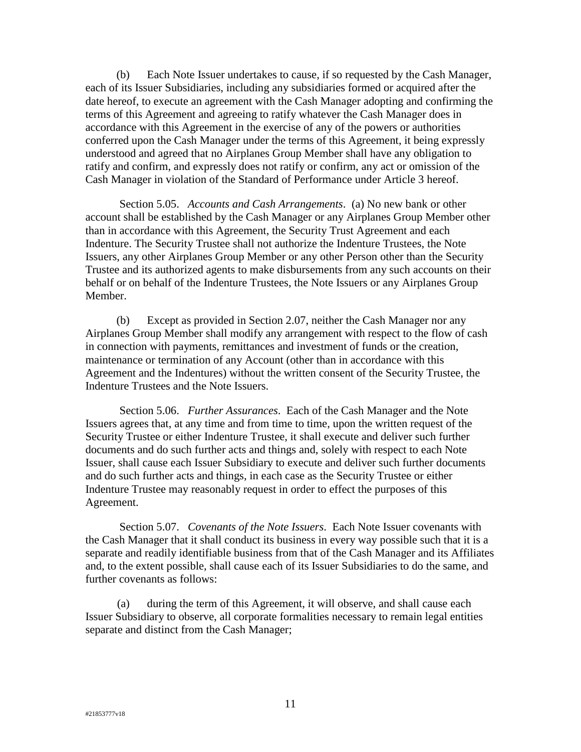(b) Each Note Issuer undertakes to cause, if so requested by the Cash Manager, each of its Issuer Subsidiaries, including any subsidiaries formed or acquired after the date hereof, to execute an agreement with the Cash Manager adopting and confirming the terms of this Agreement and agreeing to ratify whatever the Cash Manager does in accordance with this Agreement in the exercise of any of the powers or authorities conferred upon the Cash Manager under the terms of this Agreement, it being expressly understood and agreed that no Airplanes Group Member shall have any obligation to ratify and confirm, and expressly does not ratify or confirm, any act or omission of the Cash Manager in violation of the Standard of Performance under Article 3 hereof.

Section 5.05. *Accounts and Cash Arrangements*. (a) No new bank or other account shall be established by the Cash Manager or any Airplanes Group Member other than in accordance with this Agreement, the Security Trust Agreement and each Indenture. The Security Trustee shall not authorize the Indenture Trustees, the Note Issuers, any other Airplanes Group Member or any other Person other than the Security Trustee and its authorized agents to make disbursements from any such accounts on their behalf or on behalf of the Indenture Trustees, the Note Issuers or any Airplanes Group Member.

(b) Except as provided in Section 2.07, neither the Cash Manager nor any Airplanes Group Member shall modify any arrangement with respect to the flow of cash in connection with payments, remittances and investment of funds or the creation, maintenance or termination of any Account (other than in accordance with this Agreement and the Indentures) without the written consent of the Security Trustee, the Indenture Trustees and the Note Issuers.

Section 5.06. *Further Assurances*. Each of the Cash Manager and the Note Issuers agrees that, at any time and from time to time, upon the written request of the Security Trustee or either Indenture Trustee, it shall execute and deliver such further documents and do such further acts and things and, solely with respect to each Note Issuer, shall cause each Issuer Subsidiary to execute and deliver such further documents and do such further acts and things, in each case as the Security Trustee or either Indenture Trustee may reasonably request in order to effect the purposes of this Agreement.

Section 5.07. *Covenants of the Note Issuers*. Each Note Issuer covenants with the Cash Manager that it shall conduct its business in every way possible such that it is a separate and readily identifiable business from that of the Cash Manager and its Affiliates and, to the extent possible, shall cause each of its Issuer Subsidiaries to do the same, and further covenants as follows:

(a) during the term of this Agreement, it will observe, and shall cause each Issuer Subsidiary to observe, all corporate formalities necessary to remain legal entities separate and distinct from the Cash Manager;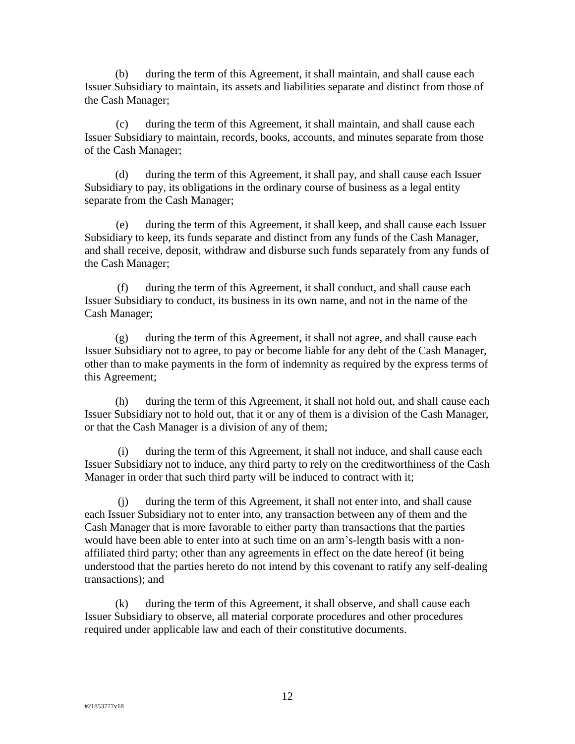(b) during the term of this Agreement, it shall maintain, and shall cause each Issuer Subsidiary to maintain, its assets and liabilities separate and distinct from those of the Cash Manager;

(c) during the term of this Agreement, it shall maintain, and shall cause each Issuer Subsidiary to maintain, records, books, accounts, and minutes separate from those of the Cash Manager;

(d) during the term of this Agreement, it shall pay, and shall cause each Issuer Subsidiary to pay, its obligations in the ordinary course of business as a legal entity separate from the Cash Manager;

(e) during the term of this Agreement, it shall keep, and shall cause each Issuer Subsidiary to keep, its funds separate and distinct from any funds of the Cash Manager, and shall receive, deposit, withdraw and disburse such funds separately from any funds of the Cash Manager;

(f) during the term of this Agreement, it shall conduct, and shall cause each Issuer Subsidiary to conduct, its business in its own name, and not in the name of the Cash Manager;

(g) during the term of this Agreement, it shall not agree, and shall cause each Issuer Subsidiary not to agree, to pay or become liable for any debt of the Cash Manager, other than to make payments in the form of indemnity as required by the express terms of this Agreement;

(h) during the term of this Agreement, it shall not hold out, and shall cause each Issuer Subsidiary not to hold out, that it or any of them is a division of the Cash Manager, or that the Cash Manager is a division of any of them;

(i) during the term of this Agreement, it shall not induce, and shall cause each Issuer Subsidiary not to induce, any third party to rely on the creditworthiness of the Cash Manager in order that such third party will be induced to contract with it;

(j) during the term of this Agreement, it shall not enter into, and shall cause each Issuer Subsidiary not to enter into, any transaction between any of them and the Cash Manager that is more favorable to either party than transactions that the parties would have been able to enter into at such time on an arm's-length basis with a non-affiliated third party; other than any agreements in effect on the date hereof (it being understood that the parties hereto do not intend by this covenant to ratify any self-dealing transactions); and

(k) during the term of this Agreement, it shall observe, and shall cause each Issuer Subsidiary to observe, all material corporate procedures and other procedures required under applicable law and each of their constitutive documents.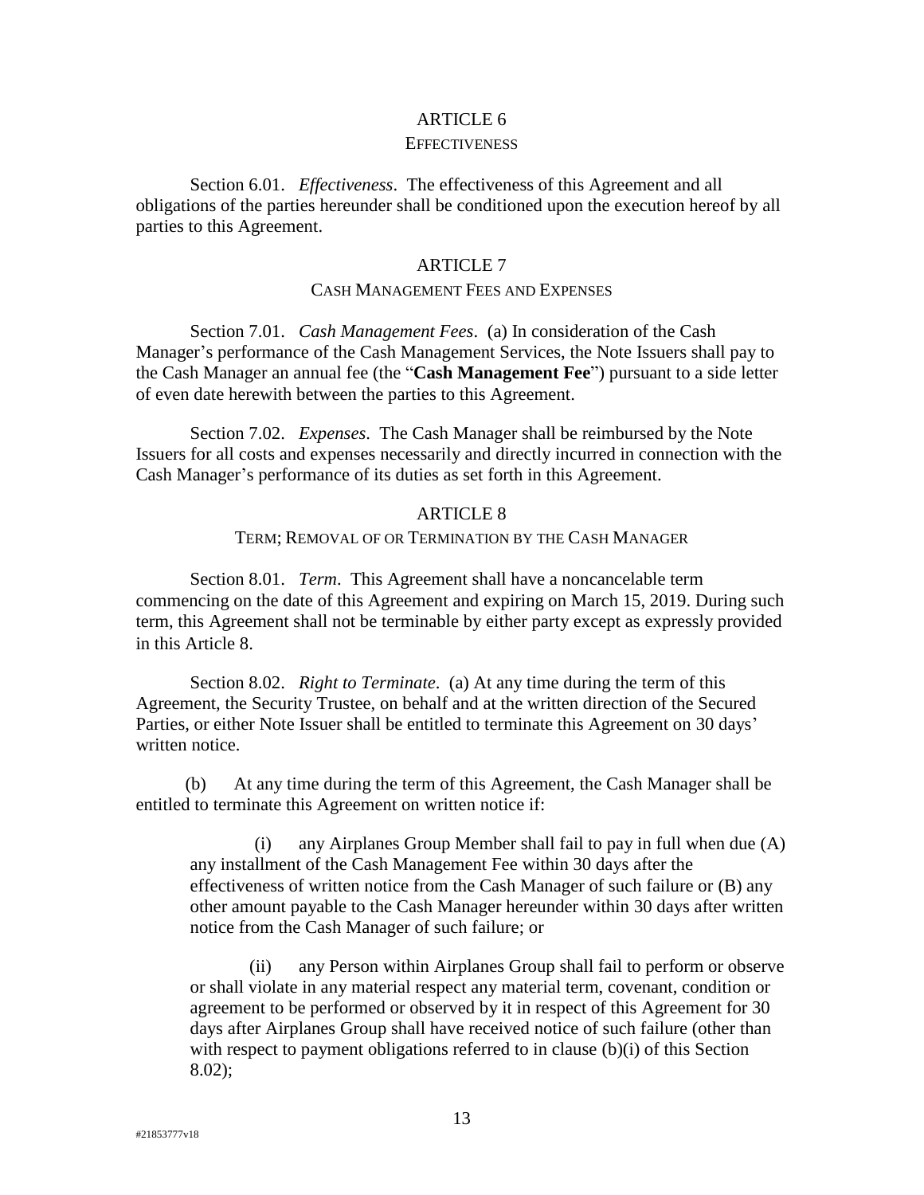## ARTICLE 6
### EFFECTIVENESS

Section 6.01. *Effectiveness*. The effectiveness of this Agreement and all obligations of the parties hereunder shall be conditioned upon the execution hereof by all parties to this Agreement.

## ARTICLE 7
### CASH MANAGEMENT FEES AND EXPENSES

Section 7.01. *Cash Management Fees*. (a) In consideration of the Cash Manager's performance of the Cash Management Services, the Note Issuers shall pay to the Cash Manager an annual fee (the "**Cash Management Fee**") pursuant to a side letter of even date herewith between the parties to this Agreement.

Section 7.02. *Expenses*. The Cash Manager shall be reimbursed by the Note Issuers for all costs and expenses necessarily and directly incurred in connection with the Cash Manager's performance of its duties as set forth in this Agreement.

## ARTICLE 8
### TERM; REMOVAL OF OR TERMINATION BY THE CASH MANAGER

Section 8.01. *Term*. This Agreement shall have a noncancelable term commencing on the date of this Agreement and expiring on March 15, 2019. During such term, this Agreement shall not be terminable by either party except as expressly provided in this Article 8.

Section 8.02. *Right to Terminate*. (a) At any time during the term of this Agreement, the Security Trustee, on behalf and at the written direction of the Secured Parties, or either Note Issuer shall be entitled to terminate this Agreement on 30 days' written notice.

(b) At any time during the term of this Agreement, the Cash Manager shall be entitled to terminate this Agreement on written notice if:

(i) any Airplanes Group Member shall fail to pay in full when due (A) any installment of the Cash Management Fee within 30 days after the effectiveness of written notice from the Cash Manager of such failure or (B) any other amount payable to the Cash Manager hereunder within 30 days after written notice from the Cash Manager of such failure; or

(ii) any Person within Airplanes Group shall fail to perform or observe or shall violate in any material respect any material term, covenant, condition or agreement to be performed or observed by it in respect of this Agreement for 30 days after Airplanes Group shall have received notice of such failure (other than with respect to payment obligations referred to in clause (b)(i) of this Section 8.02);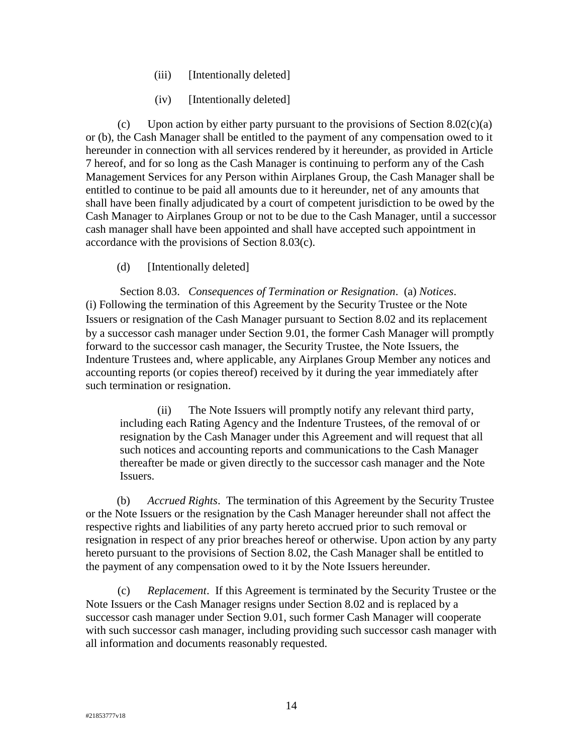(iii) [Intentionally deleted]

(iv) [Intentionally deleted]

(c) Upon action by either party pursuant to the provisions of Section 8.02(c)(a) or (b), the Cash Manager shall be entitled to the payment of any compensation owed to it hereunder in connection with all services rendered by it hereunder, as provided in Article 7 hereof, and for so long as the Cash Manager is continuing to perform any of the Cash Management Services for any Person within Airplanes Group, the Cash Manager shall be entitled to continue to be paid all amounts due to it hereunder, net of any amounts that shall have been finally adjudicated by a court of competent jurisdiction to be owed by the Cash Manager to Airplanes Group or not to be due to the Cash Manager, until a successor cash manager shall have been appointed and shall have accepted such appointment in accordance with the provisions of Section 8.03(c).

(d) [Intentionally deleted]

Section 8.03. *Consequences of Termination or Resignation*. (a) *Notices*. (i) Following the termination of this Agreement by the Security Trustee or the Note Issuers or resignation of the Cash Manager pursuant to Section 8.02 and its replacement by a successor cash manager under Section 9.01, the former Cash Manager will promptly forward to the successor cash manager, the Security Trustee, the Note Issuers, the Indenture Trustees and, where applicable, any Airplanes Group Member any notices and accounting reports (or copies thereof) received by it during the year immediately after such termination or resignation.

(ii) The Note Issuers will promptly notify any relevant third party, including each Rating Agency and the Indenture Trustees, of the removal of or resignation by the Cash Manager under this Agreement and will request that all such notices and accounting reports and communications to the Cash Manager thereafter be made or given directly to the successor cash manager and the Note Issuers.

(b) *Accrued Rights*. The termination of this Agreement by the Security Trustee or the Note Issuers or the resignation by the Cash Manager hereunder shall not affect the respective rights and liabilities of any party hereto accrued prior to such removal or resignation in respect of any prior breaches hereof or otherwise. Upon action by any party hereto pursuant to the provisions of Section 8.02, the Cash Manager shall be entitled to the payment of any compensation owed to it by the Note Issuers hereunder.

(c) *Replacement*. If this Agreement is terminated by the Security Trustee or the Note Issuers or the Cash Manager resigns under Section 8.02 and is replaced by a successor cash manager under Section 9.01, such former Cash Manager will cooperate with such successor cash manager, including providing such successor cash manager with all information and documents reasonably requested.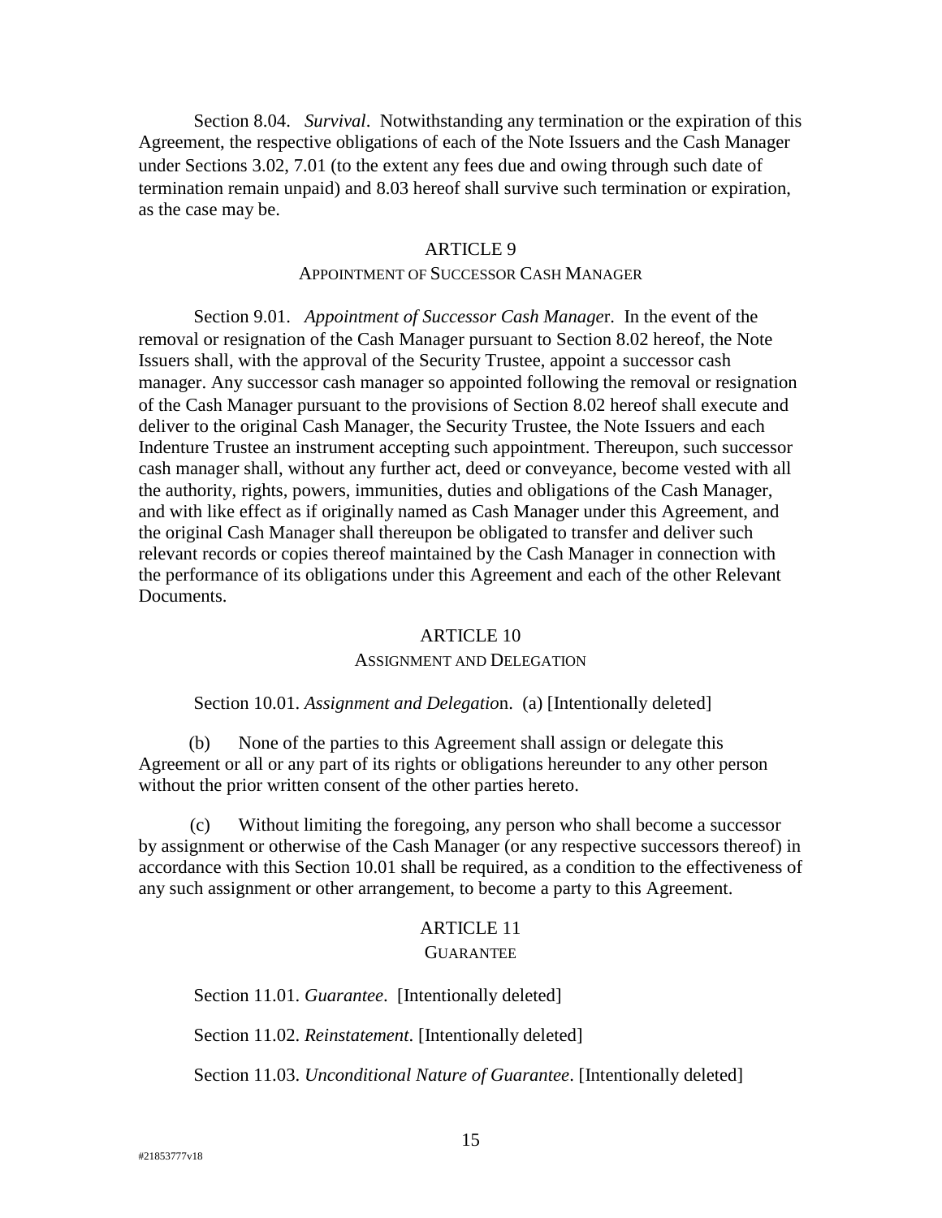Section 8.04. *Survival*. Notwithstanding any termination or the expiration of this Agreement, the respective obligations of each of the Note Issuers and the Cash Manager under Sections 3.02, 7.01 (to the extent any fees due and owing through such date of termination remain unpaid) and 8.03 hereof shall survive such termination or expiration, as the case may be.

## ARTICLE 9

### APPOINTMENT OF SUCCESSOR CASH MANAGER

Section 9.01. *Appointment of Successor Cash Manage*r. In the event of the removal or resignation of the Cash Manager pursuant to Section 8.02 hereof, the Note Issuers shall, with the approval of the Security Trustee, appoint a successor cash manager. Any successor cash manager so appointed following the removal or resignation of the Cash Manager pursuant to the provisions of Section 8.02 hereof shall execute and deliver to the original Cash Manager, the Security Trustee, the Note Issuers and each Indenture Trustee an instrument accepting such appointment. Thereupon, such successor cash manager shall, without any further act, deed or conveyance, become vested with all the authority, rights, powers, immunities, duties and obligations of the Cash Manager, and with like effect as if originally named as Cash Manager under this Agreement, and the original Cash Manager shall thereupon be obligated to transfer and deliver such relevant records or copies thereof maintained by the Cash Manager in connection with the performance of its obligations under this Agreement and each of the other Relevant Documents.

## ARTICLE 10

### ASSIGNMENT AND DELEGATION

Section 10.01. *Assignment and Delegatio*n. (a) [Intentionally deleted]

(b) None of the parties to this Agreement shall assign or delegate this Agreement or all or any part of its rights or obligations hereunder to any other person without the prior written consent of the other parties hereto.

(c) Without limiting the foregoing, any person who shall become a successor by assignment or otherwise of the Cash Manager (or any respective successors thereof) in accordance with this Section 10.01 shall be required, as a condition to the effectiveness of any such assignment or other arrangement, to become a party to this Agreement.

## ARTICLE 11

### GUARANTEE

Section 11.01. *Guarantee*. [Intentionally deleted]

Section 11.02. *Reinstatement*. [Intentionally deleted]

Section 11.03. *Unconditional Nature of Guarantee*. [Intentionally deleted]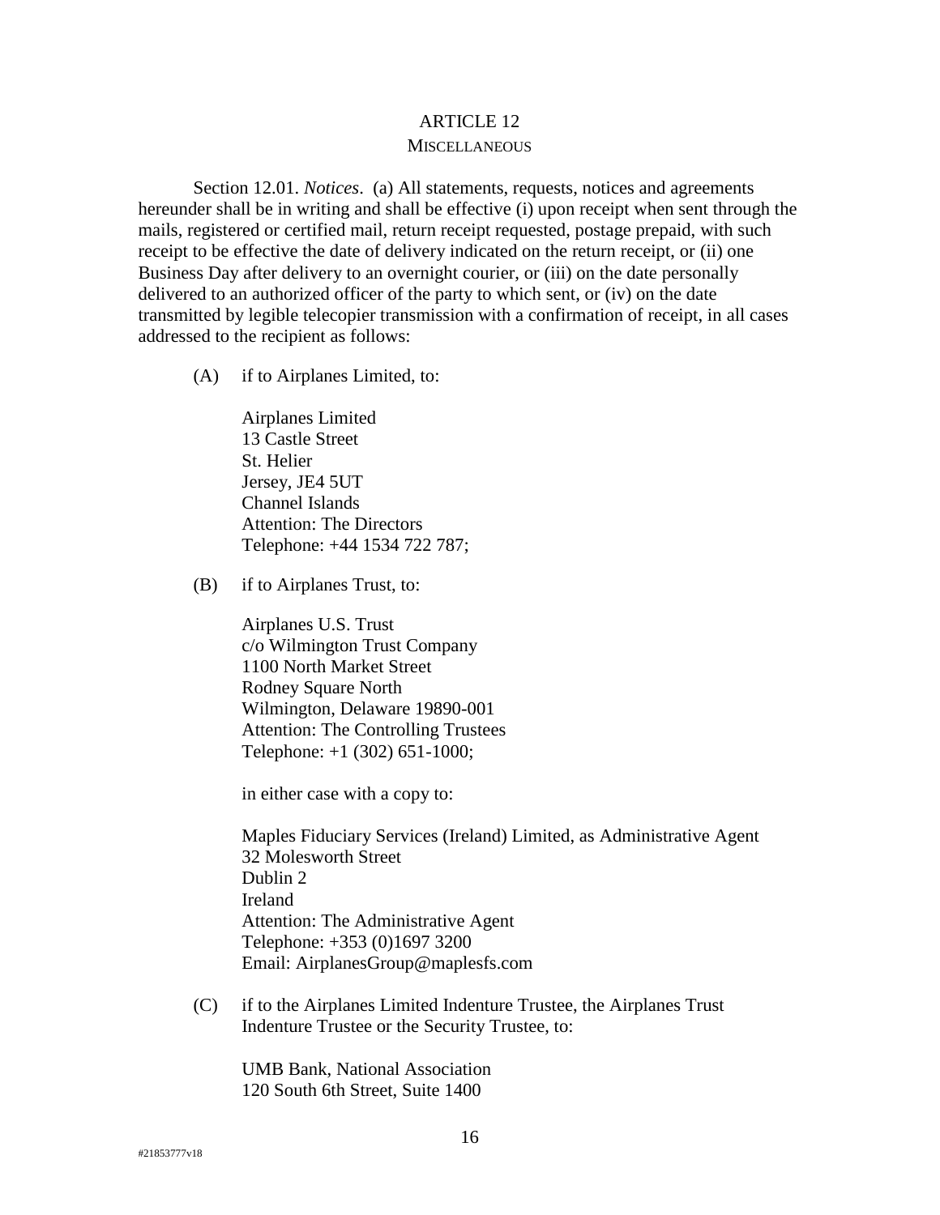# ARTICLE 12

## MISCELLANEOUS

Section 12.01. *Notices*. (a) All statements, requests, notices and agreements hereunder shall be in writing and shall be effective (i) upon receipt when sent through the mails, registered or certified mail, return receipt requested, postage prepaid, with such receipt to be effective the date of delivery indicated on the return receipt, or (ii) one Business Day after delivery to an overnight courier, or (iii) on the date personally delivered to an authorized officer of the party to which sent, or (iv) on the date transmitted by legible telecopier transmission with a confirmation of receipt, in all cases addressed to the recipient as follows:

(A) if to Airplanes Limited, to:

Airplanes Limited
13 Castle Street
St. Helier
Jersey, JE4 5UT
Channel Islands
Attention: The Directors
Telephone: +44 1534 722 787;

(B) if to Airplanes Trust, to:

Airplanes U.S. Trust
c/o Wilmington Trust Company
1100 North Market Street
Rodney Square North
Wilmington, Delaware 19890-001
Attention: The Controlling Trustees
Telephone: +1 (302) 651-1000;

in either case with a copy to:

Maples Fiduciary Services (Ireland) Limited, as Administrative Agent
32 Molesworth Street
Dublin 2
Ireland
Attention: The Administrative Agent
Telephone: +353 (0)1697 3200
Email: AirplanesGroup@maplesfs.com

(C) if to the Airplanes Limited Indenture Trustee, the Airplanes Trust Indenture Trustee or the Security Trustee, to:

UMB Bank, National Association
120 South 6th Street, Suite 1400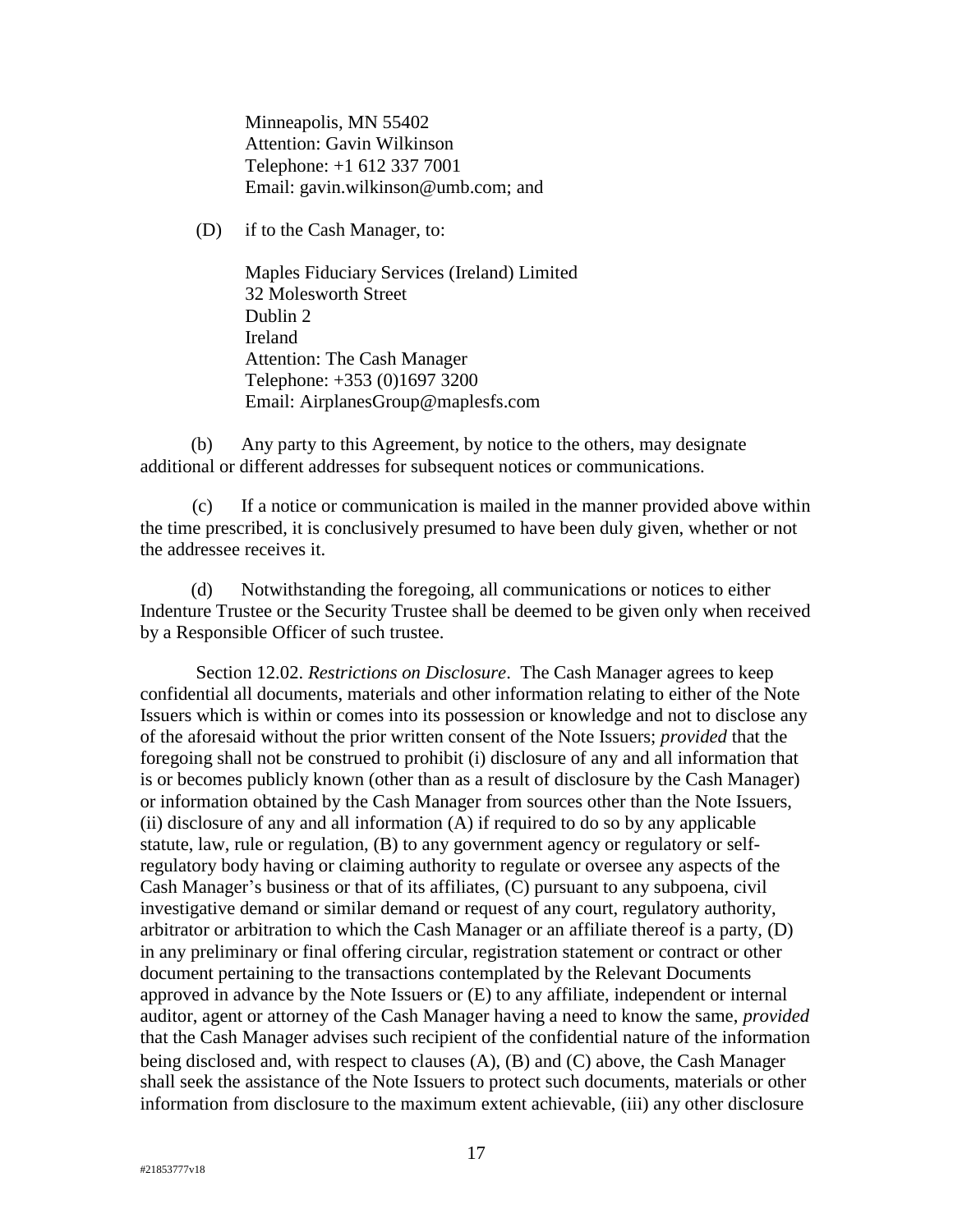Minneapolis, MN 55402
Attention: Gavin Wilkinson
Telephone: +1 612 337 7001
Email: gavin.wilkinson@umb.com; and

(D) if to the Cash Manager, to:

Maples Fiduciary Services (Ireland) Limited
32 Molesworth Street
Dublin 2
Ireland
Attention: The Cash Manager
Telephone: +353 (0)1697 3200
Email: AirplanesGroup@maplesfs.com

(b) Any party to this Agreement, by notice to the others, may designate additional or different addresses for subsequent notices or communications.

(c) If a notice or communication is mailed in the manner provided above within the time prescribed, it is conclusively presumed to have been duly given, whether or not the addressee receives it.

(d) Notwithstanding the foregoing, all communications or notices to either Indenture Trustee or the Security Trustee shall be deemed to be given only when received by a Responsible Officer of such trustee.

Section 12.02. *Restrictions on Disclosure*. The Cash Manager agrees to keep confidential all documents, materials and other information relating to either of the Note Issuers which is within or comes into its possession or knowledge and not to disclose any of the aforesaid without the prior written consent of the Note Issuers; *provided* that the foregoing shall not be construed to prohibit (i) disclosure of any and all information that is or becomes publicly known (other than as a result of disclosure by the Cash Manager) or information obtained by the Cash Manager from sources other than the Note Issuers, (ii) disclosure of any and all information (A) if required to do so by any applicable statute, law, rule or regulation, (B) to any government agency or regulatory or self-regulatory body having or claiming authority to regulate or oversee any aspects of the Cash Manager's business or that of its affiliates, (C) pursuant to any subpoena, civil investigative demand or similar demand or request of any court, regulatory authority, arbitrator or arbitration to which the Cash Manager or an affiliate thereof is a party, (D) in any preliminary or final offering circular, registration statement or contract or other document pertaining to the transactions contemplated by the Relevant Documents approved in advance by the Note Issuers or (E) to any affiliate, independent or internal auditor, agent or attorney of the Cash Manager having a need to know the same, *provided* that the Cash Manager advises such recipient of the confidential nature of the information being disclosed and, with respect to clauses (A), (B) and (C) above, the Cash Manager shall seek the assistance of the Note Issuers to protect such documents, materials or other information from disclosure to the maximum extent achievable, (iii) any other disclosure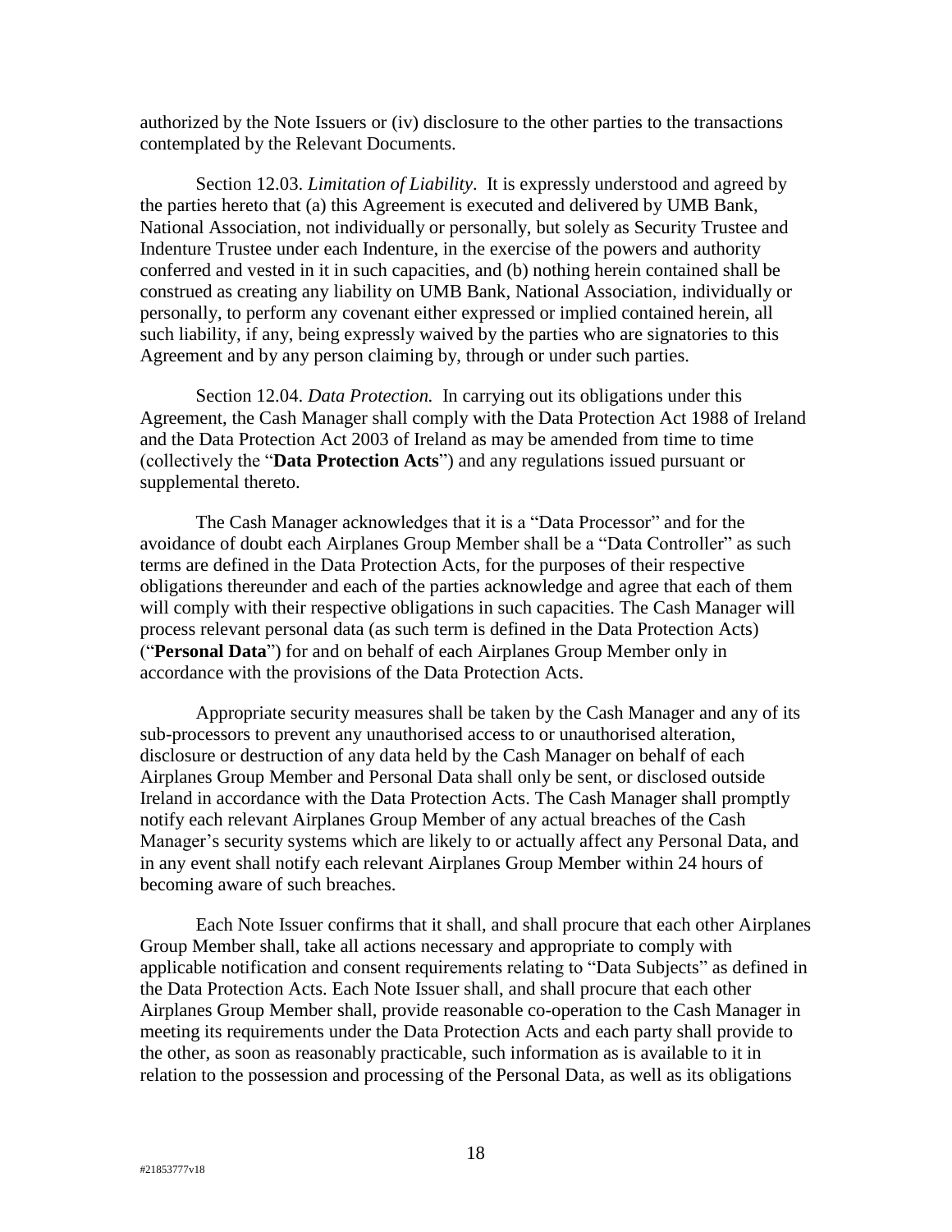authorized by the Note Issuers or (iv) disclosure to the other parties to the transactions contemplated by the Relevant Documents.

Section 12.03. *Limitation of Liability*. It is expressly understood and agreed by the parties hereto that (a) this Agreement is executed and delivered by UMB Bank, National Association, not individually or personally, but solely as Security Trustee and Indenture Trustee under each Indenture, in the exercise of the powers and authority conferred and vested in it in such capacities, and (b) nothing herein contained shall be construed as creating any liability on UMB Bank, National Association, individually or personally, to perform any covenant either expressed or implied contained herein, all such liability, if any, being expressly waived by the parties who are signatories to this Agreement and by any person claiming by, through or under such parties.

Section 12.04. *Data Protection.* In carrying out its obligations under this Agreement, the Cash Manager shall comply with the Data Protection Act 1988 of Ireland and the Data Protection Act 2003 of Ireland as may be amended from time to time (collectively the "**Data Protection Acts**") and any regulations issued pursuant or supplemental thereto.

The Cash Manager acknowledges that it is a "Data Processor" and for the avoidance of doubt each Airplanes Group Member shall be a "Data Controller" as such terms are defined in the Data Protection Acts, for the purposes of their respective obligations thereunder and each of the parties acknowledge and agree that each of them will comply with their respective obligations in such capacities. The Cash Manager will process relevant personal data (as such term is defined in the Data Protection Acts) ("**Personal Data**") for and on behalf of each Airplanes Group Member only in accordance with the provisions of the Data Protection Acts.

Appropriate security measures shall be taken by the Cash Manager and any of its sub-processors to prevent any unauthorised access to or unauthorised alteration, disclosure or destruction of any data held by the Cash Manager on behalf of each Airplanes Group Member and Personal Data shall only be sent, or disclosed outside Ireland in accordance with the Data Protection Acts. The Cash Manager shall promptly notify each relevant Airplanes Group Member of any actual breaches of the Cash Manager's security systems which are likely to or actually affect any Personal Data, and in any event shall notify each relevant Airplanes Group Member within 24 hours of becoming aware of such breaches.

Each Note Issuer confirms that it shall, and shall procure that each other Airplanes Group Member shall, take all actions necessary and appropriate to comply with applicable notification and consent requirements relating to "Data Subjects" as defined in the Data Protection Acts. Each Note Issuer shall, and shall procure that each other Airplanes Group Member shall, provide reasonable co-operation to the Cash Manager in meeting its requirements under the Data Protection Acts and each party shall provide to the other, as soon as reasonably practicable, such information as is available to it in relation to the possession and processing of the Personal Data, as well as its obligations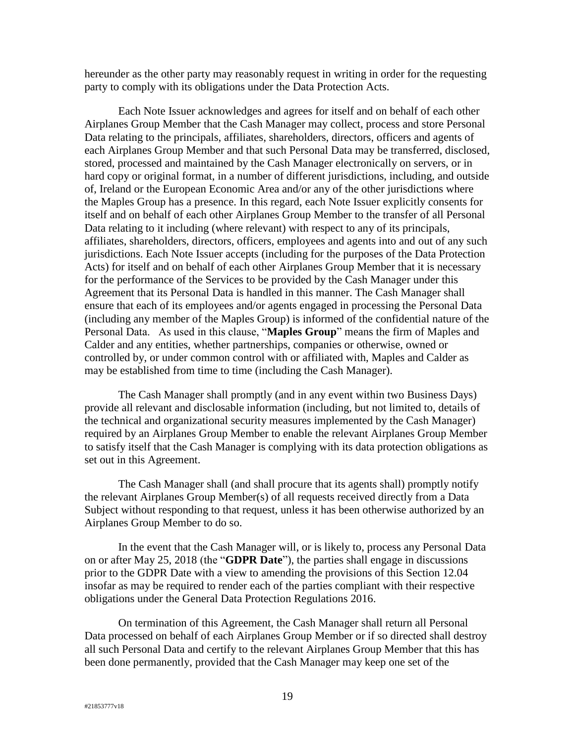hereunder as the other party may reasonably request in writing in order for the requesting party to comply with its obligations under the Data Protection Acts.

Each Note Issuer acknowledges and agrees for itself and on behalf of each other Airplanes Group Member that the Cash Manager may collect, process and store Personal Data relating to the principals, affiliates, shareholders, directors, officers and agents of each Airplanes Group Member and that such Personal Data may be transferred, disclosed, stored, processed and maintained by the Cash Manager electronically on servers, or in hard copy or original format, in a number of different jurisdictions, including, and outside of, Ireland or the European Economic Area and/or any of the other jurisdictions where the Maples Group has a presence. In this regard, each Note Issuer explicitly consents for itself and on behalf of each other Airplanes Group Member to the transfer of all Personal Data relating to it including (where relevant) with respect to any of its principals, affiliates, shareholders, directors, officers, employees and agents into and out of any such jurisdictions. Each Note Issuer accepts (including for the purposes of the Data Protection Acts) for itself and on behalf of each other Airplanes Group Member that it is necessary for the performance of the Services to be provided by the Cash Manager under this Agreement that its Personal Data is handled in this manner. The Cash Manager shall ensure that each of its employees and/or agents engaged in processing the Personal Data (including any member of the Maples Group) is informed of the confidential nature of the Personal Data. As used in this clause, "**Maples Group**" means the firm of Maples and Calder and any entities, whether partnerships, companies or otherwise, owned or controlled by, or under common control with or affiliated with, Maples and Calder as may be established from time to time (including the Cash Manager).

The Cash Manager shall promptly (and in any event within two Business Days) provide all relevant and disclosable information (including, but not limited to, details of the technical and organizational security measures implemented by the Cash Manager) required by an Airplanes Group Member to enable the relevant Airplanes Group Member to satisfy itself that the Cash Manager is complying with its data protection obligations as set out in this Agreement.

The Cash Manager shall (and shall procure that its agents shall) promptly notify the relevant Airplanes Group Member(s) of all requests received directly from a Data Subject without responding to that request, unless it has been otherwise authorized by an Airplanes Group Member to do so.

In the event that the Cash Manager will, or is likely to, process any Personal Data on or after May 25, 2018 (the "**GDPR Date**"), the parties shall engage in discussions prior to the GDPR Date with a view to amending the provisions of this Section 12.04 insofar as may be required to render each of the parties compliant with their respective obligations under the General Data Protection Regulations 2016.

On termination of this Agreement, the Cash Manager shall return all Personal Data processed on behalf of each Airplanes Group Member or if so directed shall destroy all such Personal Data and certify to the relevant Airplanes Group Member that this has been done permanently, provided that the Cash Manager may keep one set of the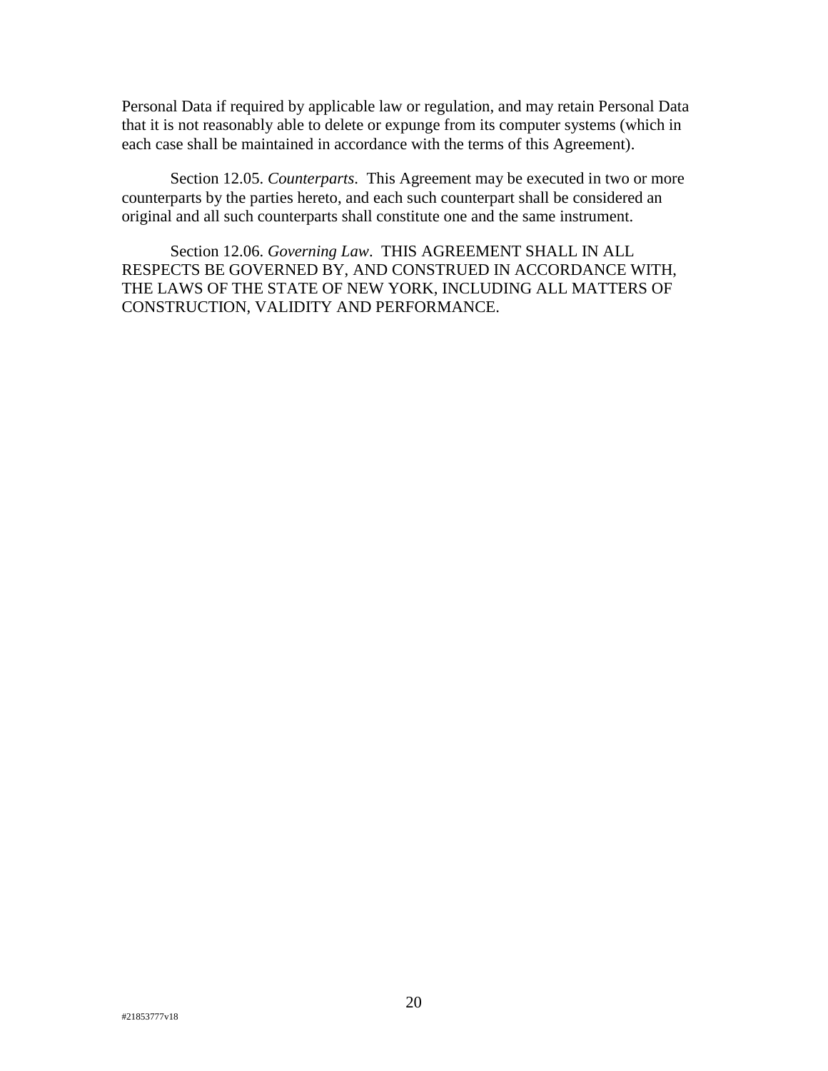Personal Data if required by applicable law or regulation, and may retain Personal Data that it is not reasonably able to delete or expunge from its computer systems (which in each case shall be maintained in accordance with the terms of this Agreement).

Section 12.05. *Counterparts*. This Agreement may be executed in two or more counterparts by the parties hereto, and each such counterpart shall be considered an original and all such counterparts shall constitute one and the same instrument.

Section 12.06. *Governing Law*. THIS AGREEMENT SHALL IN ALL RESPECTS BE GOVERNED BY, AND CONSTRUED IN ACCORDANCE WITH, THE LAWS OF THE STATE OF NEW YORK, INCLUDING ALL MATTERS OF CONSTRUCTION, VALIDITY AND PERFORMANCE.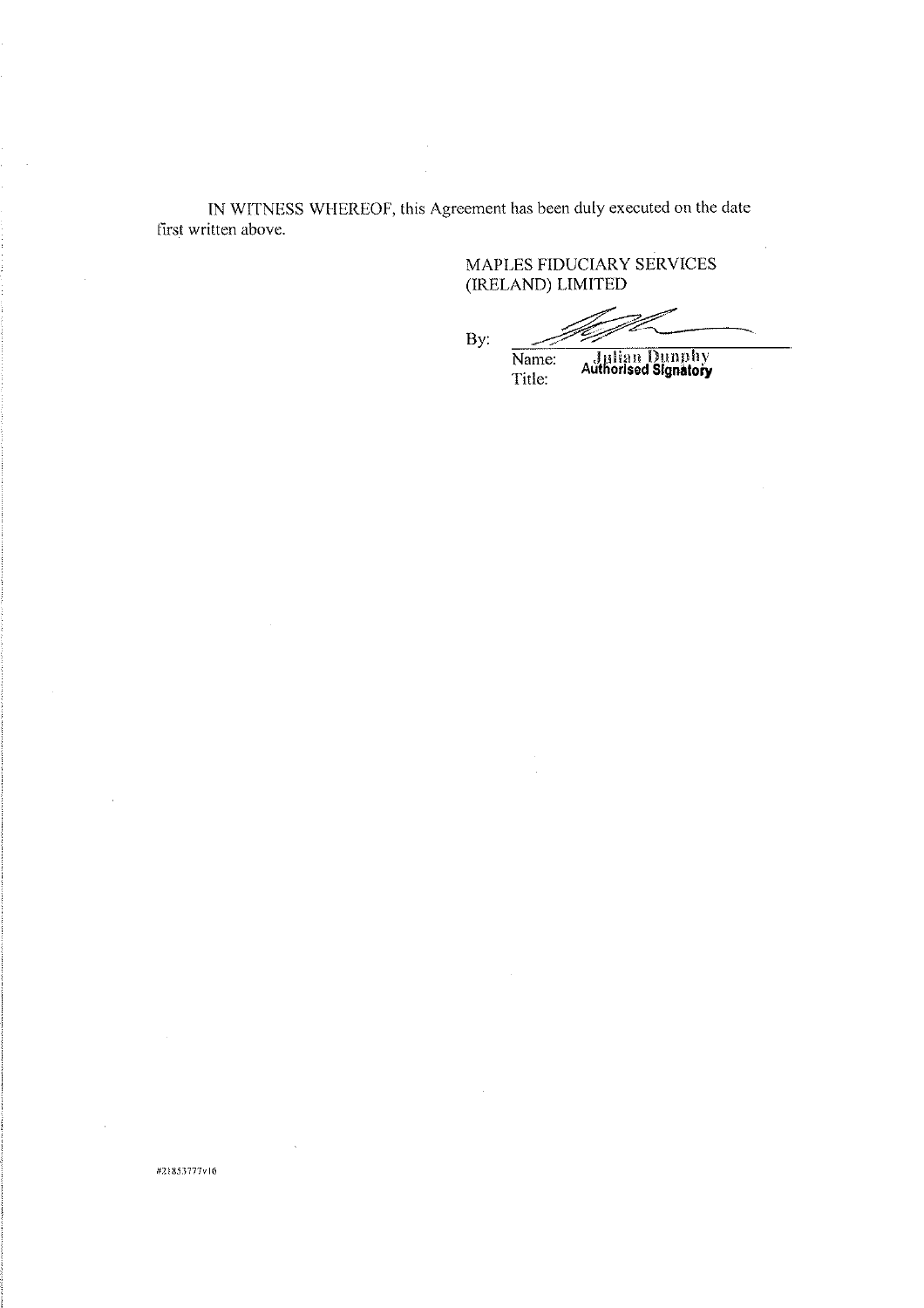IN WITNESS WHEREOF, this Agreement has been duly executed on the date first written above.

MAPLES FIDUCIARY SERVICES (IRELAND) LIMITED

By: ______________________________

Name: Julian Dunphy

Title: Authorised Signatory

#21853777v16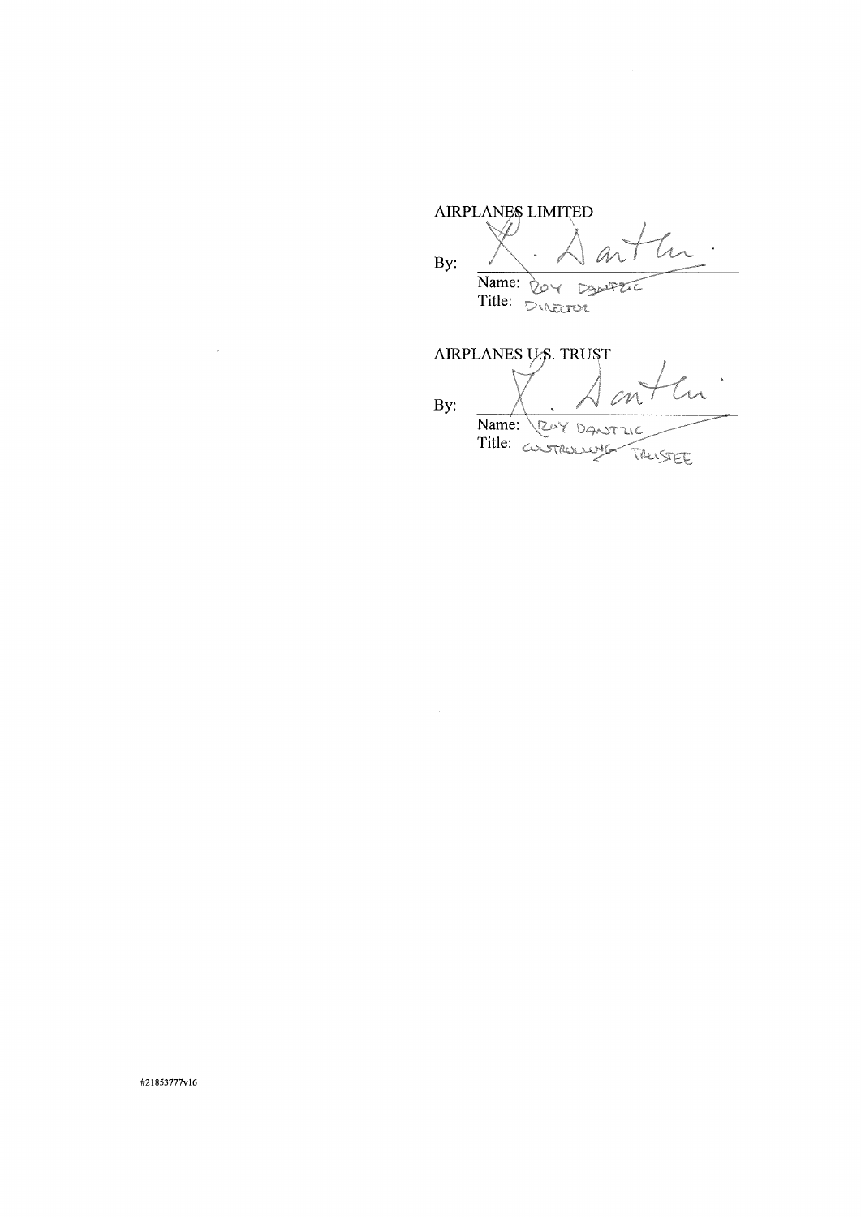AIRPLANES LIMITED

By: ______________________

Name: ROY DANTZIC

Title: DIRECTOR

AIRPLANES U.S. TRUST

By: ______________________

Name: ROY DANTZIC

Title: CONTROLLING TRUSTEE

#21853777v16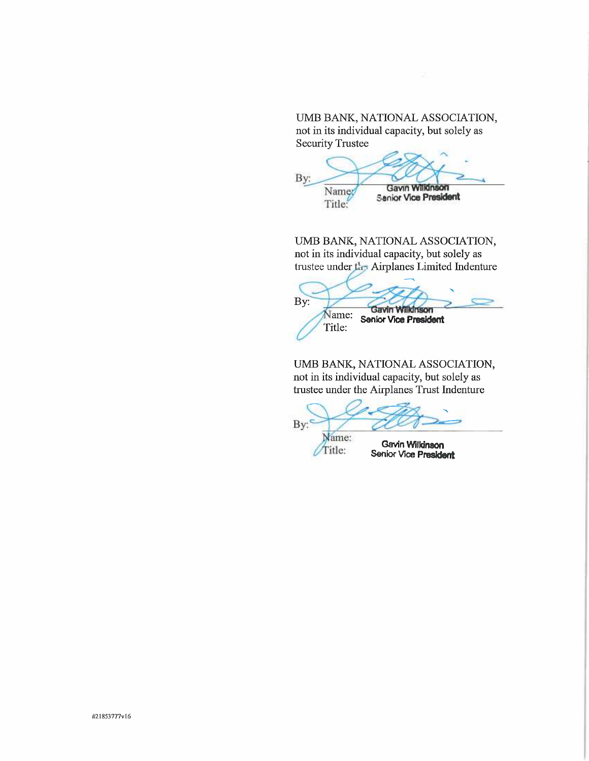UMB BANK, NATIONAL ASSOCIATION,
not in its individual capacity, but solely as
Security Trustee

By: ______________________________
Name: Gavin Wilkinson
Title: Senior Vice President

UMB BANK, NATIONAL ASSOCIATION,
not in its individual capacity, but solely as
trustee under the Airplanes Limited Indenture

By: ______________________________
Name: Gavin Wilkinson
Title: Senior Vice President

UMB BANK, NATIONAL ASSOCIATION,
not in its individual capacity, but solely as
trustee under the Airplanes Trust Indenture

By: ______________________________
Name: Gavin Wilkinson
Title: Senior Vice President

#21853777v16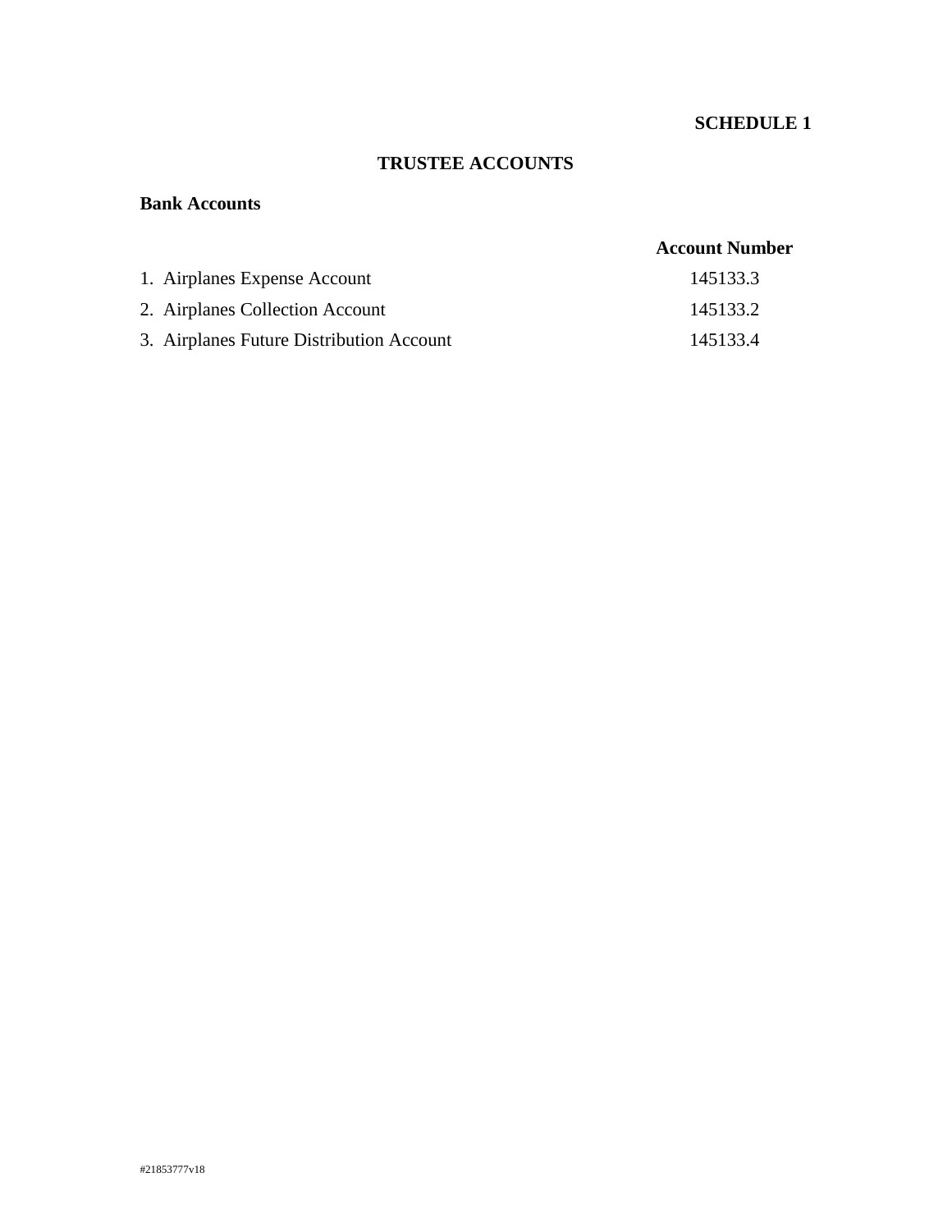**SCHEDULE 1**

# TRUSTEE ACCOUNTS

**Bank Accounts**

| | Account Number |
|---|---|
| 1. Airplanes Expense Account | 145133.3 |
| 2. Airplanes Collection Account | 145133.2 |
| 3. Airplanes Future Distribution Account | 145133.4 |

#21853777v18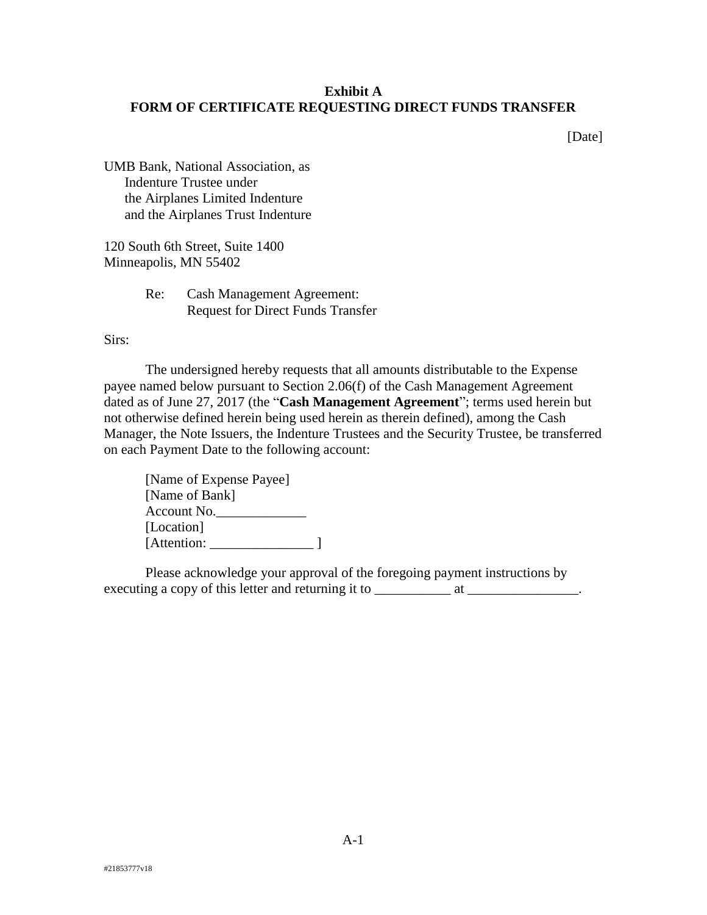**Exhibit A**
**FORM OF CERTIFICATE REQUESTING DIRECT FUNDS TRANSFER**

[Date]

UMB Bank, National Association, as
Indenture Trustee under
the Airplanes Limited Indenture
and the Airplanes Trust Indenture

120 South 6th Street, Suite 1400
Minneapolis, MN 55402

Re: Cash Management Agreement:
Request for Direct Funds Transfer

Sirs:

The undersigned hereby requests that all amounts distributable to the Expense payee named below pursuant to Section 2.06(f) of the Cash Management Agreement dated as of June 27, 2017 (the "**Cash Management Agreement**"; terms used herein but not otherwise defined herein being used herein as therein defined), among the Cash Manager, the Note Issuers, the Indenture Trustees and the Security Trustee, be transferred on each Payment Date to the following account:

[Name of Expense Payee]
[Name of Bank]
Account No.\_\_\_\_\_\_\_\_\_\_\_\_\_
[Location]
[Attention: \_\_\_\_\_\_\_\_\_\_\_\_\_\_\_ ]

Please acknowledge your approval of the foregoing payment instructions by executing a copy of this letter and returning it to \_\_\_\_\_\_\_\_\_\_\_ at \_\_\_\_\_\_\_\_\_\_\_\_\_\_\_\_.

#21853777v18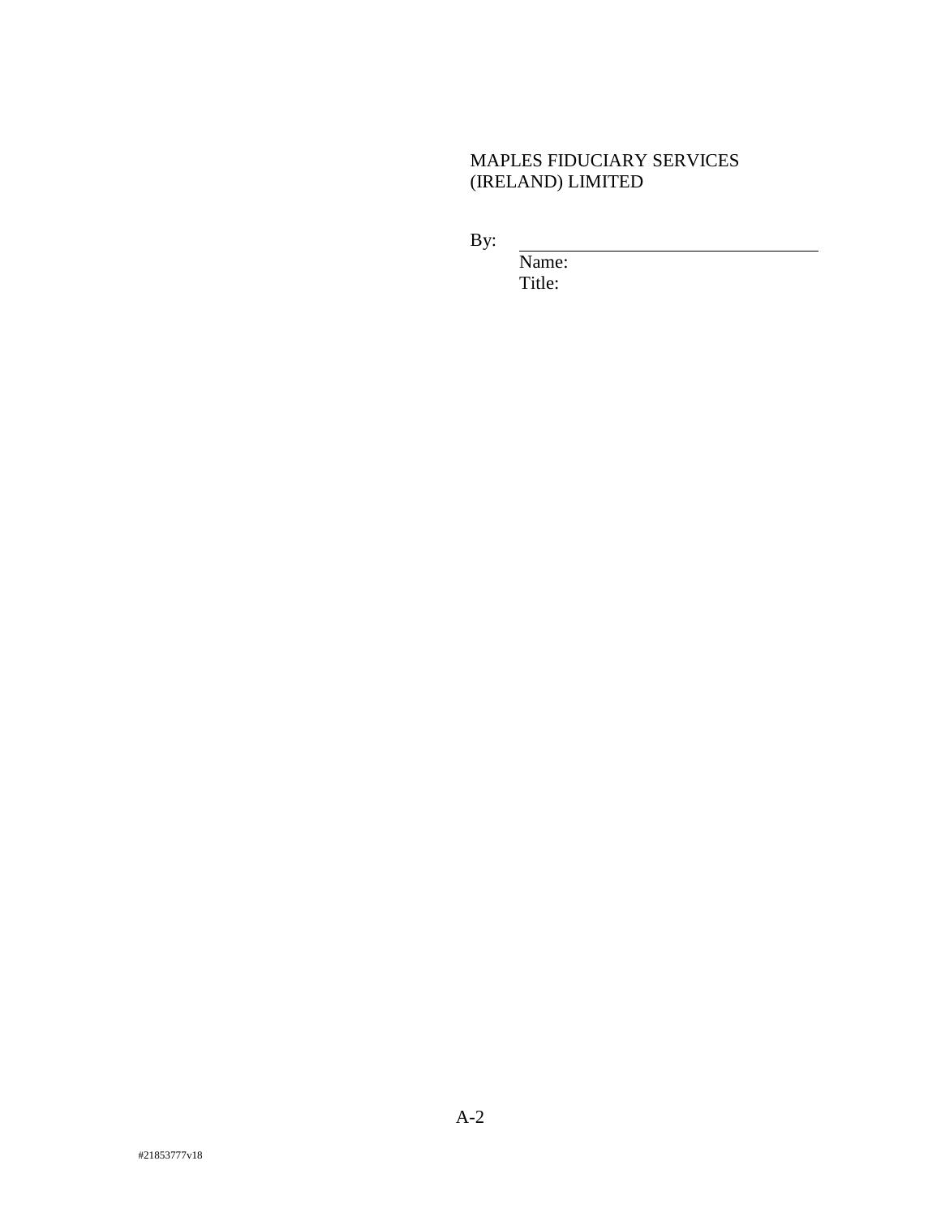MAPLES FIDUCIARY SERVICES
(IRELAND) LIMITED

By: \_\_\_\_\_\_\_\_\_\_\_\_\_\_\_\_\_\_\_\_\_\_\_\_\_\_\_\_\_\_\_\_
Name:
Title: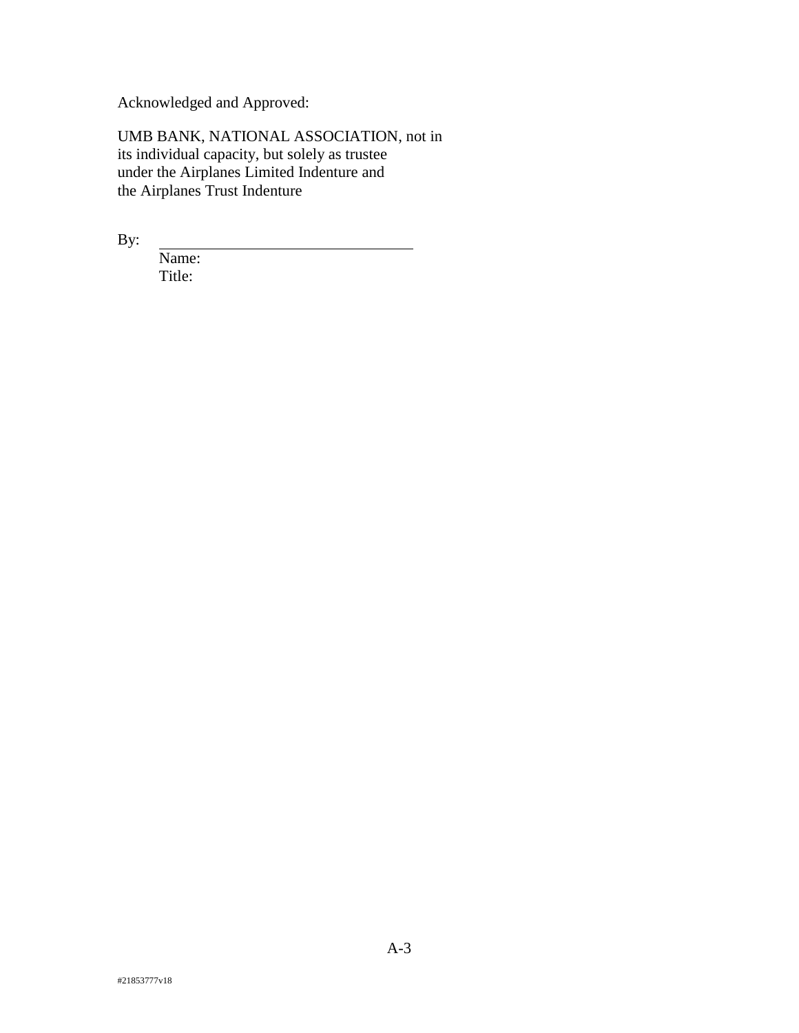Acknowledged and Approved:

UMB BANK, NATIONAL ASSOCIATION, not in its individual capacity, but solely as trustee under the Airplanes Limited Indenture and the Airplanes Trust Indenture

By: \_\_\_\_\_\_\_\_\_\_\_\_\_\_\_\_\_\_\_\_\_\_\_\_\_\_\_\_\_\_\_\_
Name:
Title:

#21853777v18